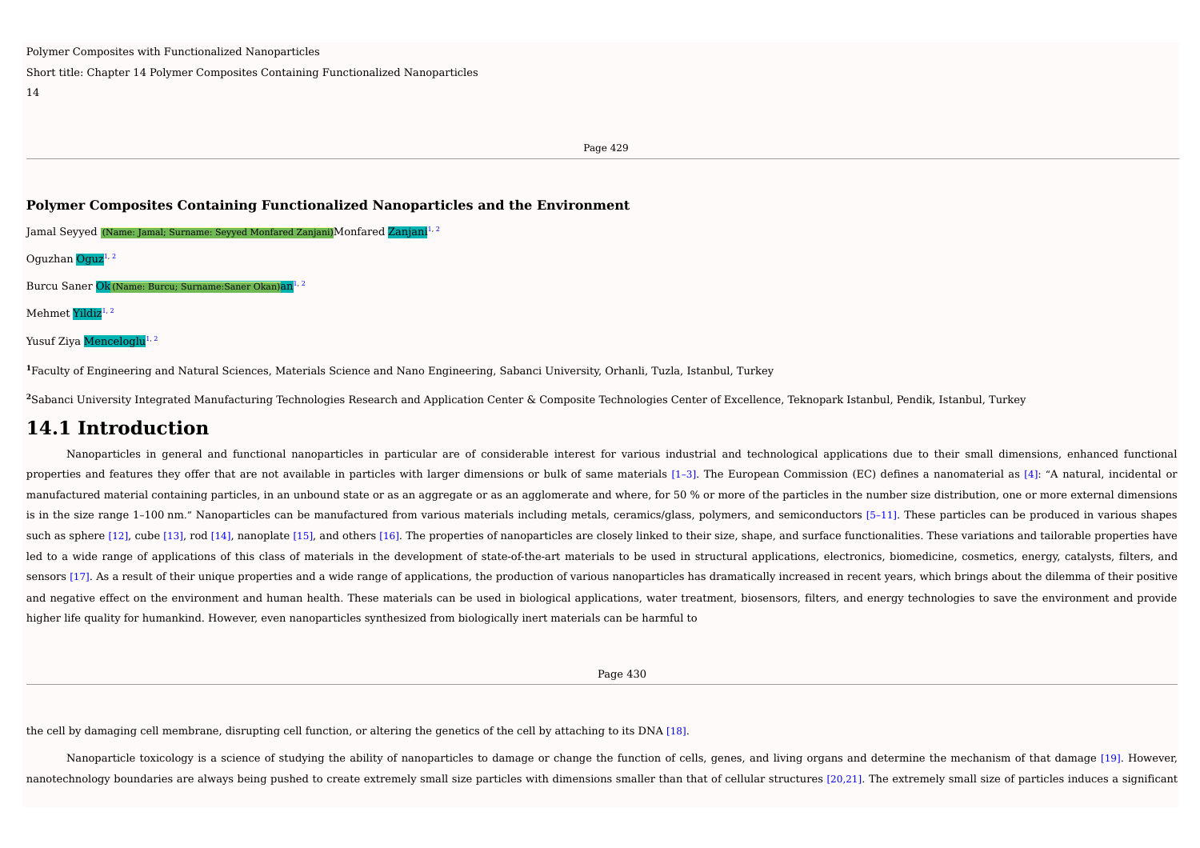Polymer Composites with Functionalized Nanoparticles

Short title: Chapter 14 Polymer Composites Containing Functionalized Nanoparticles

14

## Polymer Composites Containing Functionalized Nanoparticles and the Environment

Jamal Seyyed (Name: Jamal; Surname: Seyyed Monfared Zanjani)Monfared Zanjani[1, 2]

Oguzhan Oguz[1, 2]

Burcu Saner Ok(Name: Burcu; Surname:Saner Okan)an[1, 2]

Mehmet Yildiz[1, 2]

Yusuf Ziya Menceloglu[1, 2]

[1]Faculty of Engineering and Natural Sciences, Materials Science and Nano Engineering, Sabanci University, Orhanli, Tuzla, Istanbul, Turkey

[2]Sabanci University Integrated Manufacturing Technologies Research and Application Center & Composite Technologies Center of Excellence, Teknopark Istanbul, Pendik, Istanbul, Turkey

# 14.1 Introduction

Nanoparticles in general and functional nanoparticles in particular are of considerable interest for various industrial and technological applications due to their small dimensions, enhanced functional properties and features they offer that are not available in particles with larger dimensions or bulk of same materials [1–3]. The European Commission (EC) defines a nanomaterial as [4]: “A natural, incidental or manufactured material containing particles, in an unbound state or as an aggregate or as an agglomerate and where, for 50 % or more of the particles in the number size distribution, one or more external dimensions is in the size range 1–100 nm.” Nanoparticles can be manufactured from various materials including metals, ceramics/glass, polymers, and semiconductors [5–11]. These particles can be produced in various shapes such as sphere [12], cube [13], rod [14], nanoplate [15], and others [16]. The properties of nanoparticles are closely linked to their size, shape, and surface functionalities. These variations and tailorable properties have led to a wide range of applications of this class of materials in the development of state-of-the-art materials to be used in structural applications, electronics, biomedicine, cosmetics, energy, catalysts, filters, and sensors [17]. As a result of their unique properties and a wide range of applications, the production of various nanoparticles has dramatically increased in recent years, which brings about the dilemma of their positive and negative effect on the environment and human health. These materials can be used in biological applications, water treatment, biosensors, filters, and energy technologies to save the environment and provide higher life quality for humankind. However, even nanoparticles synthesized from biologically inert materials can be harmful to the cell by damaging cell membrane, disrupting cell function, or altering the genetics of the cell by attaching to its DNA [18].

Nanoparticle toxicology is a science of studying the ability of nanoparticles to damage or change the function of cells, genes, and living organs and determine the mechanism of that damage [19]. However, nanotechnology boundaries are always being pushed to create extremely small size particles with dimensions smaller than that of cellular structures [20,21]. The extremely small size of particles induces a significant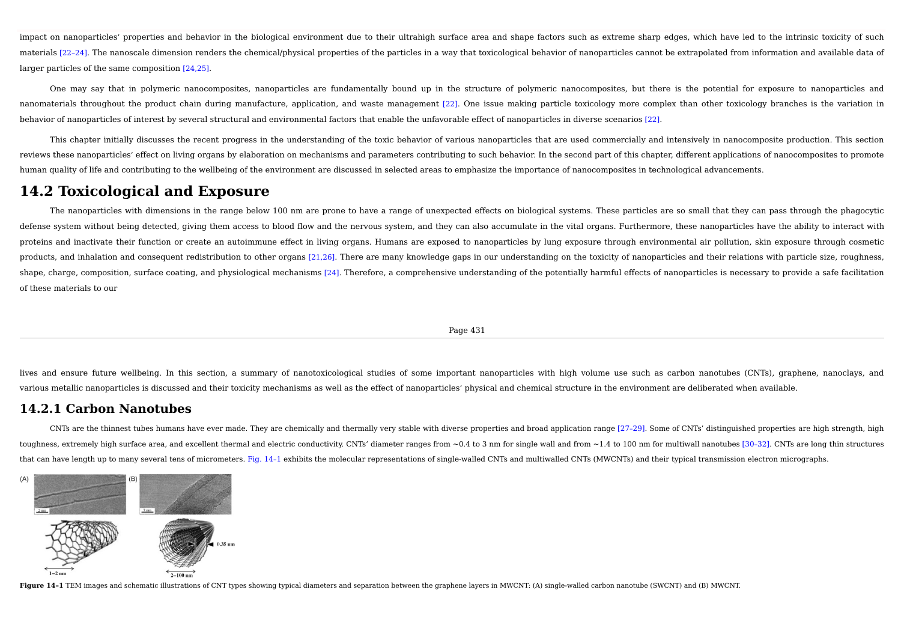impact on nanoparticles' properties and behavior in the biological environment due to their ultrahigh surface area and shape factors such as extreme sharp edges, which have led to the intrinsic toxicity of such materials [22–24]. The nanoscale dimension renders the chemical/physical properties of the particles in a way that toxicological behavior of nanoparticles cannot be extrapolated from information and available data of larger particles of the same composition [24,25].

One may say that in polymeric nanocomposites, nanoparticles are fundamentally bound up in the structure of polymeric nanocomposites, but there is the potential for exposure to nanoparticles and nanomaterials throughout the product chain during manufacture, application, and waste management [22]. One issue making particle toxicology more complex than other toxicology branches is the variation in behavior of nanoparticles of interest by several structural and environmental factors that enable the unfavorable effect of nanoparticles in diverse scenarios [22].

This chapter initially discusses the recent progress in the understanding of the toxic behavior of various nanoparticles that are used commercially and intensively in nanocomposite production. This section reviews these nanoparticles' effect on living organs by elaboration on mechanisms and parameters contributing to such behavior. In the second part of this chapter, different applications of nanocomposites to promote human quality of life and contributing to the wellbeing of the environment are discussed in selected areas to emphasize the importance of nanocomposites in technological advancements.

## 14.2 Toxicological and Exposure

The nanoparticles with dimensions in the range below 100 nm are prone to have a range of unexpected effects on biological systems. These particles are so small that they can pass through the phagocytic defense system without being detected, giving them access to blood flow and the nervous system, and they can also accumulate in the vital organs. Furthermore, these nanoparticles have the ability to interact with proteins and inactivate their function or create an autoimmune effect in living organs. Humans are exposed to nanoparticles by lung exposure through environmental air pollution, skin exposure through cosmetic products, and inhalation and consequent redistribution to other organs [21,26]. There are many knowledge gaps in our understanding on the toxicity of nanoparticles and their relations with particle size, roughness, shape, charge, composition, surface coating, and physiological mechanisms [24]. Therefore, a comprehensive understanding of the potentially harmful effects of nanoparticles is necessary to provide a safe facilitation of these materials to our lives and ensure future wellbeing. In this section, a summary of nanotoxicological studies of some important nanoparticles with high volume use such as carbon nanotubes (CNTs), graphene, nanoclays, and various metallic nanoparticles is discussed and their toxicity mechanisms as well as the effect of nanoparticles' physical and chemical structure in the environment are deliberated when available.

### 14.2.1 Carbon Nanotubes

CNTs are the thinnest tubes humans have ever made. They are chemically and thermally very stable with diverse properties and broad application range [27–29]. Some of CNTs' distinguished properties are high strength, high toughness, extremely high surface area, and excellent thermal and electric conductivity. CNTs' diameter ranges from ~0.4 to 3 nm for single wall and from ~1.4 to 100 nm for multiwall nanotubes [30–32]. CNTs are long thin structures that can have length up to many several tens of micrometers. Fig. 14–1 exhibits the molecular representations of single-walled CNTs and multiwalled CNTs (MWCNTs) and their typical transmission electron micrographs.

**Figure 14–1** TEM images and schematic illustrations of CNT types showing typical diameters and separation between the graphene layers in MWCNT: (A) single-walled carbon nanotube (SWCNT) and (B) MWCNT.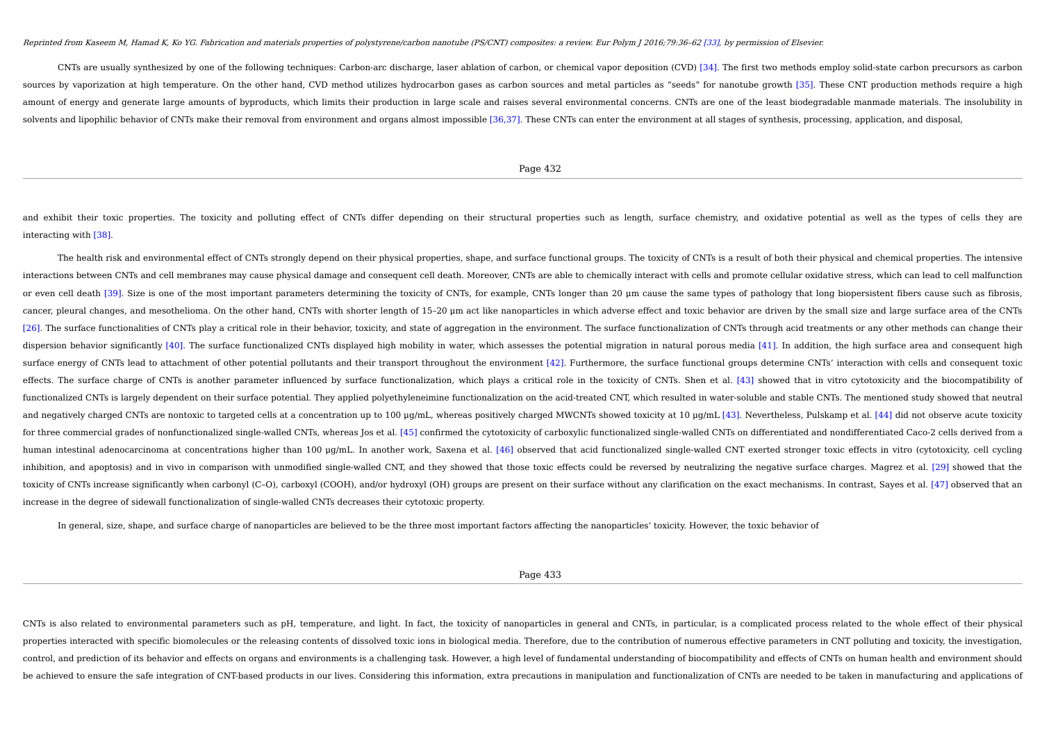*Reprinted from Kaseem M, Hamad K, Ko YG. Fabrication and materials properties of polystyrene/carbon nanotube (PS/CNT) composites: a review. Eur Polym J 2016;79:36–62 [33], by permission of Elsevier.*

CNTs are usually synthesized by one of the following techniques: Carbon-arc discharge, laser ablation of carbon, or chemical vapor deposition (CVD) [34]. The first two methods employ solid-state carbon precursors as carbon sources by vaporization at high temperature. On the other hand, CVD method utilizes hydrocarbon gases as carbon sources and metal particles as "seeds" for nanotube growth [35]. These CNT production methods require a high amount of energy and generate large amounts of byproducts, which limits their production in large scale and raises several environmental concerns. CNTs are one of the least biodegradable manmade materials. The insolubility in solvents and lipophilic behavior of CNTs make their removal from environment and organs almost impossible [36,37]. These CNTs can enter the environment at all stages of synthesis, processing, application, and disposal, and exhibit their toxic properties. The toxicity and polluting effect of CNTs differ depending on their structural properties such as length, surface chemistry, and oxidative potential as well as the types of cells they are interacting with [38].

The health risk and environmental effect of CNTs strongly depend on their physical properties, shape, and surface functional groups. The toxicity of CNTs is a result of both their physical and chemical properties. The intensive interactions between CNTs and cell membranes may cause physical damage and consequent cell death. Moreover, CNTs are able to chemically interact with cells and promote cellular oxidative stress, which can lead to cell malfunction or even cell death [39]. Size is one of the most important parameters determining the toxicity of CNTs, for example, CNTs longer than 20 µm cause the same types of pathology that long biopersistent fibers cause such as fibrosis, cancer, pleural changes, and mesothelioma. On the other hand, CNTs with shorter length of 15–20 µm act like nanoparticles in which adverse effect and toxic behavior are driven by the small size and large surface area of the CNTs [26]. The surface functionalities of CNTs play a critical role in their behavior, toxicity, and state of aggregation in the environment. The surface functionalization of CNTs through acid treatments or any other methods can change their dispersion behavior significantly [40]. The surface functionalized CNTs displayed high mobility in water, which assesses the potential migration in natural porous media [41]. In addition, the high surface area and consequent high surface energy of CNTs lead to attachment of other potential pollutants and their transport throughout the environment [42]. Furthermore, the surface functional groups determine CNTs' interaction with cells and consequent toxic effects. The surface charge of CNTs is another parameter influenced by surface functionalization, which plays a critical role in the toxicity of CNTs. Shen et al. [43] showed that in vitro cytotoxicity and the biocompatibility of functionalized CNTs is largely dependent on their surface potential. They applied polyethyleneimine functionalization on the acid-treated CNT, which resulted in water-soluble and stable CNTs. The mentioned study showed that neutral and negatively charged CNTs are nontoxic to targeted cells at a concentration up to 100 µg/mL, whereas positively charged MWCNTs showed toxicity at 10 µg/mL [43]. Nevertheless, Pulskamp et al. [44] did not observe acute toxicity for three commercial grades of nonfunctionalized single-walled CNTs, whereas Jos et al. [45] confirmed the cytotoxicity of carboxylic functionalized single-walled CNTs on differentiated and nondifferentiated Caco-2 cells derived from a human intestinal adenocarcinoma at concentrations higher than 100 µg/mL. In another work, Saxena et al. [46] observed that acid functionalized single-walled CNT exerted stronger toxic effects in vitro (cytotoxicity, cell cycling inhibition, and apoptosis) and in vivo in comparison with unmodified single-walled CNT, and they showed that those toxic effects could be reversed by neutralizing the negative surface charges. Magrez et al. [29] showed that the toxicity of CNTs increase significantly when carbonyl (C–O), carboxyl (COOH), and/or hydroxyl (OH) groups are present on their surface without any clarification on the exact mechanisms. In contrast, Sayes et al. [47] observed that an increase in the degree of sidewall functionalization of single-walled CNTs decreases their cytotoxic property.

In general, size, shape, and surface charge of nanoparticles are believed to be the three most important factors affecting the nanoparticles' toxicity. However, the toxic behavior of CNTs is also related to environmental parameters such as pH, temperature, and light. In fact, the toxicity of nanoparticles in general and CNTs, in particular, is a complicated process related to the whole effect of their physical properties interacted with specific biomolecules or the releasing contents of dissolved toxic ions in biological media. Therefore, due to the contribution of numerous effective parameters in CNT polluting and toxicity, the investigation, control, and prediction of its behavior and effects on organs and environments is a challenging task. However, a high level of fundamental understanding of biocompatibility and effects of CNTs on human health and environment should be achieved to ensure the safe integration of CNT-based products in our lives. Considering this information, extra precautions in manipulation and functionalization of CNTs are needed to be taken in manufacturing and applications of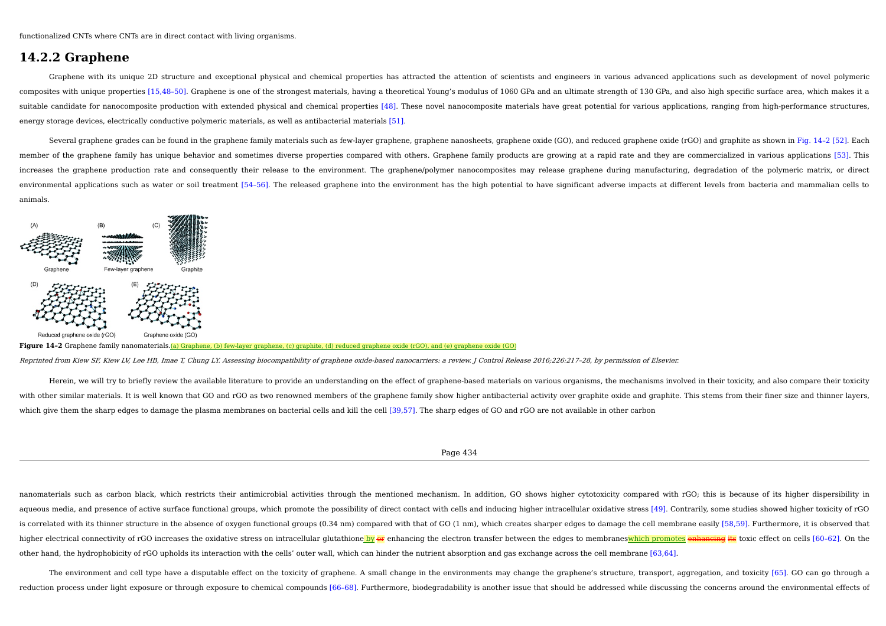functionalized CNTs where CNTs are in direct contact with living organisms.

## 14.2.2 Graphene

Graphene with its unique 2D structure and exceptional physical and chemical properties has attracted the attention of scientists and engineers in various advanced applications such as development of novel polymeric composites with unique properties [15,48–50]. Graphene is one of the strongest materials, having a theoretical Young's modulus of 1060 GPa and an ultimate strength of 130 GPa, and also high specific surface area, which makes it a suitable candidate for nanocomposite production with extended physical and chemical properties [48]. These novel nanocomposite materials have great potential for various applications, ranging from high-performance structures, energy storage devices, electrically conductive polymeric materials, as well as antibacterial materials [51].

Several graphene grades can be found in the graphene family materials such as few-layer graphene, graphene nanosheets, graphene oxide (GO), and reduced graphene oxide (rGO) and graphite as shown in Fig. 14–2 [52]. Each member of the graphene family has unique behavior and sometimes diverse properties compared with others. Graphene family products are growing at a rapid rate and they are commercialized in various applications [53]. This increases the graphene production rate and consequently their release to the environment. The graphene/polymer nanocomposites may release graphene during manufacturing, degradation of the polymeric matrix, or direct environmental applications such as water or soil treatment [54–56]. The released graphene into the environment has the high potential to have significant adverse impacts at different levels from bacteria and mammalian cells to animals.

**Figure 14–2** Graphene family nanomaterials. (a) Graphene, (b) few-layer graphene, (c) graphite, (d) reduced graphene oxide (rGO), and (e) graphene oxide (GO)

*Reprinted from Kiew SF, Kiew LV, Lee HB, Imae T, Chung LY. Assessing biocompatibility of graphene oxide-based nanocarriers: a review. J Control Release 2016;226:217–28, by permission of Elsevier.*

Herein, we will try to briefly review the available literature to provide an understanding on the effect of graphene-based materials on various organisms, the mechanisms involved in their toxicity, and also compare their toxicity with other similar materials. It is well known that GO and rGO as two renowned members of the graphene family show higher antibacterial activity over graphite oxide and graphite. This stems from their finer size and thinner layers, which give them the sharp edges to damage the plasma membranes on bacterial cells and kill the cell [39,57]. The sharp edges of GO and rGO are not available in other carbon nanomaterials such as carbon black, which restricts their antimicrobial activities through the mentioned mechanism. In addition, GO shows higher cytotoxicity compared with rGO; this is because of its higher dispersibility in aqueous media, and presence of active surface functional groups, which promote the possibility of direct contact with cells and inducing higher intracellular oxidative stress [49]. Contrarily, some studies showed higher toxicity of rGO is correlated with its thinner structure in the absence of oxygen functional groups (0.34 nm) compared with that of GO (1 nm), which creates sharper edges to damage the cell membrane easily [58,59]. Furthermore, it is observed that higher electrical connectivity of rGO increases the oxidative stress on intracellular glutathione by enhancing the electron transfer between the edges to membranes which promotes toxic effect on cells [60–62]. On the other hand, the hydrophobicity of rGO upholds its interaction with the cells' outer wall, which can hinder the nutrient absorption and gas exchange across the cell membrane [63,64].

The environment and cell type have a disputable effect on the toxicity of graphene. A small change in the environments may change the graphene's structure, transport, aggregation, and toxicity [65]. GO can go through a reduction process under light exposure or through exposure to chemical compounds [66–68]. Furthermore, biodegradability is another issue that should be addressed while discussing the concerns around the environmental effects of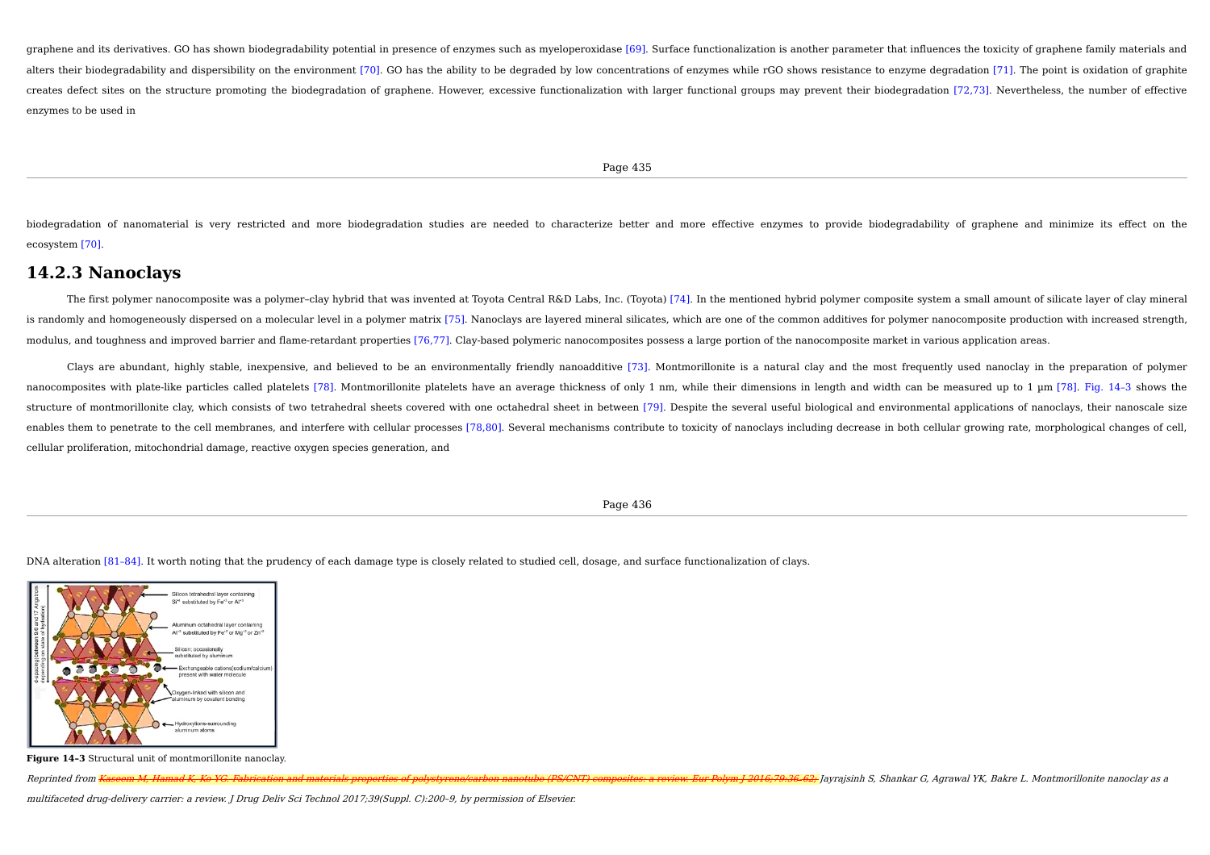graphene and its derivatives. GO has shown biodegradability potential in presence of enzymes such as myeloperoxidase [69]. Surface functionalization is another parameter that influences the toxicity of graphene family materials and alters their biodegradability and dispersibility on the environment [70]. GO has the ability to be degraded by low concentrations of enzymes while rGO shows resistance to enzyme degradation [71]. The point is oxidation of graphite creates defect sites on the structure promoting the biodegradation of graphene. However, excessive functionalization with larger functional groups may prevent their biodegradation [72,73]. Nevertheless, the number of effective enzymes to be used in

biodegradation of nanomaterial is very restricted and more biodegradation studies are needed to characterize better and more effective enzymes to provide biodegradability of graphene and minimize its effect on the ecosystem [70].

### 14.2.3 Nanoclays

The first polymer nanocomposite was a polymer–clay hybrid that was invented at Toyota Central R&D Labs, Inc. (Toyota) [74]. In the mentioned hybrid polymer composite system a small amount of silicate layer of clay mineral is randomly and homogeneously dispersed on a molecular level in a polymer matrix [75]. Nanoclays are layered mineral silicates, which are one of the common additives for polymer nanocomposite production with increased strength, modulus, and toughness and improved barrier and flame-retardant properties [76,77]. Clay-based polymeric nanocomposites possess a large portion of the nanocomposite market in various application areas.

Clays are abundant, highly stable, inexpensive, and believed to be an environmentally friendly nanoadditive [73]. Montmorillonite is a natural clay and the most frequently used nanoclay in the preparation of polymer nanocomposites with plate-like particles called platelets [78]. Montmorillonite platelets have an average thickness of only 1 nm, while their dimensions in length and width can be measured up to 1 μm [78]. Fig. 14–3 shows the structure of montmorillonite clay, which consists of two tetrahedral sheets covered with one octahedral sheet in between [79]. Despite the several useful biological and environmental applications of nanoclays, their nanoscale size enables them to penetrate to the cell membranes, and interfere with cellular processes [78,80]. Several mechanisms contribute to toxicity of nanoclays including decrease in both cellular growing rate, morphological changes of cell, cellular proliferation, mitochondrial damage, reactive oxygen species generation, and

DNA alteration [81–84]. It worth noting that the prudency of each damage type is closely related to studied cell, dosage, and surface functionalization of clays.

**Figure 14-3** Structural unit of montmorillonite nanoclay.

*Reprinted from ~~Kaseem M, Hamad K, Ko YG. Fabrication and materials properties of polystyrene/carbon nanotube (PS/CNT) composites: a review. Eur Polym J 2016;79:36–62;~~ Jayrajsinh S, Shankar G, Agrawal YK, Bakre L. Montmorillonite nanoclay as a multifaceted drug-delivery carrier: a review. J Drug Deliv Sci Technol 2017;39(Suppl. C):200–9, by permission of Elsevier.*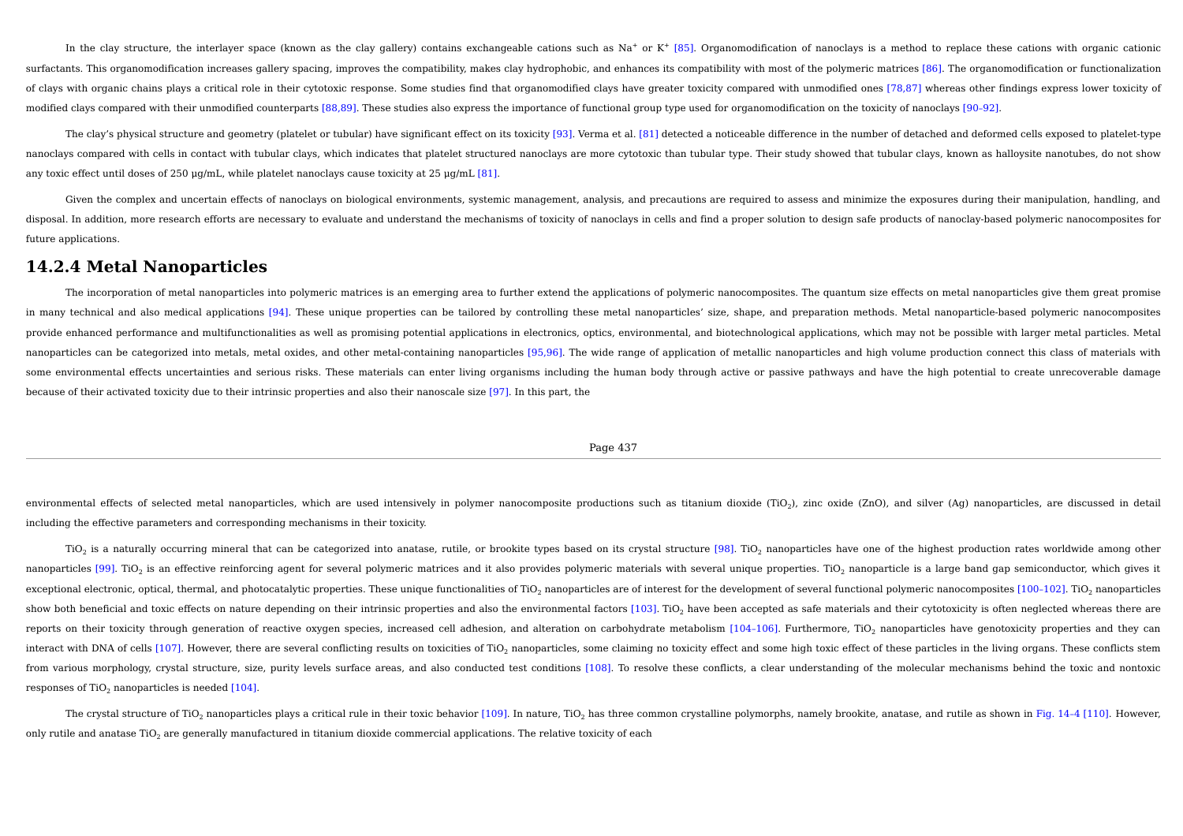In the clay structure, the interlayer space (known as the clay gallery) contains exchangeable cations such as $Na^+$ or $K^+$ [85]. Organomodification of nanoclays is a method to replace these cations with organic cationic surfactants. This organomodification increases gallery spacing, improves the compatibility, makes clay hydrophobic, and enhances its compatibility with most of the polymeric matrices [86]. The organomodification or functionalization of clays with organic chains plays a critical role in their cytotoxic response. Some studies find that organomodified clays have greater toxicity compared with unmodified ones [78,87] whereas other findings express lower toxicity of modified clays compared with their unmodified counterparts [88,89]. These studies also express the importance of functional group type used for organomodification on the toxicity of nanoclays [90–92].

The clay's physical structure and geometry (platelet or tubular) have significant effect on its toxicity [93]. Verma et al. [81] detected a noticeable difference in the number of detached and deformed cells exposed to platelet-type nanoclays compared with cells in contact with tubular clays, which indicates that platelet structured nanoclays are more cytotoxic than tubular type. Their study showed that tubular clays, known as halloysite nanotubes, do not show any toxic effect until doses of 250 μg/mL, while platelet nanoclays cause toxicity at 25 μg/mL [81].

Given the complex and uncertain effects of nanoclays on biological environments, systemic management, analysis, and precautions are required to assess and minimize the exposures during their manipulation, handling, and disposal. In addition, more research efforts are necessary to evaluate and understand the mechanisms of toxicity of nanoclays in cells and find a proper solution to design safe products of nanoclay-based polymeric nanocomposites for future applications.

## 14.2.4 Metal Nanoparticles

The incorporation of metal nanoparticles into polymeric matrices is an emerging area to further extend the applications of polymeric nanocomposites. The quantum size effects on metal nanoparticles give them great promise in many technical and also medical applications [94]. These unique properties can be tailored by controlling these metal nanoparticles' size, shape, and preparation methods. Metal nanoparticle-based polymeric nanocomposites provide enhanced performance and multifunctionalities as well as promising potential applications in electronics, optics, environmental, and biotechnological applications, which may not be possible with larger metal particles. Metal nanoparticles can be categorized into metals, metal oxides, and other metal-containing nanoparticles [95,96]. The wide range of application of metallic nanoparticles and high volume production connect this class of materials with some environmental effects uncertainties and serious risks. These materials can enter living organisms including the human body through active or passive pathways and have the high potential to create unrecoverable damage because of their activated toxicity due to their intrinsic properties and also their nanoscale size [97]. In this part, the environmental effects of selected metal nanoparticles, which are used intensively in polymer nanocomposite productions such as titanium dioxide ($TiO_2$), zinc oxide (ZnO), and silver (Ag) nanoparticles, are discussed in detail including the effective parameters and corresponding mechanisms in their toxicity.

$TiO_2$ is a naturally occurring mineral that can be categorized into anatase, rutile, or brookite types based on its crystal structure [98]. $TiO_2$ nanoparticles have one of the highest production rates worldwide among other nanoparticles [99]. $TiO_2$ is an effective reinforcing agent for several polymeric matrices and it also provides polymeric materials with several unique properties. $TiO_2$ nanoparticle is a large band gap semiconductor, which gives it exceptional electronic, optical, thermal, and photocatalytic properties. These unique functionalities of $TiO_2$ nanoparticles are of interest for the development of several functional polymeric nanocomposites [100–102]. $TiO_2$ nanoparticles show both beneficial and toxic effects on nature depending on their intrinsic properties and also the environmental factors [103]. $TiO_2$ have been accepted as safe materials and their cytotoxicity is often neglected whereas there are reports on their toxicity through generation of reactive oxygen species, increased cell adhesion, and alteration on carbohydrate metabolism [104–106]. Furthermore, $TiO_2$ nanoparticles have genotoxicity properties and they can interact with DNA of cells [107]. However, there are several conflicting results on toxicities of $TiO_2$ nanoparticles, some claiming no toxicity effect and some high toxic effect of these particles in the living organs. These conflicts stem from various morphology, crystal structure, size, purity levels surface areas, and also conducted test conditions [108]. To resolve these conflicts, a clear understanding of the molecular mechanisms behind the toxic and nontoxic responses of $TiO_2$ nanoparticles is needed [104].

The crystal structure of $TiO_2$ nanoparticles plays a critical rule in their toxic behavior [109]. In nature, $TiO_2$ has three common crystalline polymorphs, namely brookite, anatase, and rutile as shown in Fig. 14–4 [110]. However, only rutile and anatase $TiO_2$ are generally manufactured in titanium dioxide commercial applications. The relative toxicity of each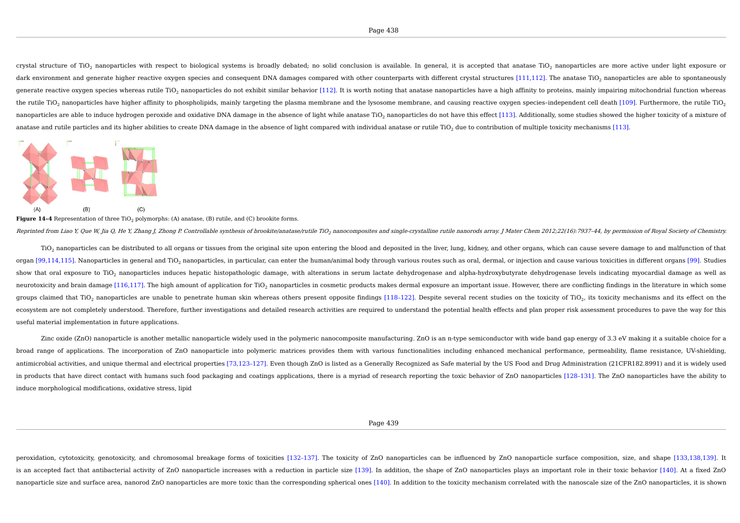crystal structure of $TiO_2$ nanoparticles with respect to biological systems is broadly debated; no solid conclusion is available. In general, it is accepted that anatase $TiO_2$ nanoparticles are more active under light exposure or dark environment and generate higher reactive oxygen species and consequent DNA damages compared with other counterparts with different crystal structures [111,112]. The anatase $TiO_2$ nanoparticles are able to spontaneously generate reactive oxygen species whereas rutile $TiO_2$ nanoparticles do not exhibit similar behavior [112]. It is worth noting that anatase nanoparticles have a high affinity to proteins, mainly impairing mitochondrial function whereas the rutile $TiO_2$ nanoparticles have higher affinity to phospholipids, mainly targeting the plasma membrane and the lysosome membrane, and causing reactive oxygen species–independent cell death [109]. Furthermore, the rutile $TiO_2$ nanoparticles are able to induce hydrogen peroxide and oxidative DNA damage in the absence of light while anatase $TiO_2$ nanoparticles do not have this effect [113]. Additionally, some studies showed the higher toxicity of a mixture of anatase and rutile particles and its higher abilities to create DNA damage in the absence of light compared with individual anatase or rutile $TiO_2$ due to contribution of multiple toxicity mechanisms [113].

**Figure 14–4** Representation of three $TiO_2$ polymorphs: (A) anatase, (B) rutile, and (C) brookite forms.

*Reprinted from Liao Y, Que W, Jia Q, He Y, Zhang J, Zhong P. Controllable synthesis of brookite/anatase/rutile $TiO_2$ nanocomposites and single-crystalline rutile nanorods array. J Mater Chem 2012;22(16):7937–44, by permission of Royal Society of Chemistry.*

$TiO_2$ nanoparticles can be distributed to all organs or tissues from the original site upon entering the blood and deposited in the liver, lung, kidney, and other organs, which can cause severe damage to and malfunction of that organ [99,114,115]. Nanoparticles in general and $TiO_2$ nanoparticles, in particular, can enter the human/animal body through various routes such as oral, dermal, or injection and cause various toxicities in different organs [99]. Studies show that oral exposure to $TiO_2$ nanoparticles induces hepatic histopathologic damage, with alterations in serum lactate dehydrogenase and alpha-hydroxybutyrate dehydrogenase levels indicating myocardial damage as well as neurotoxicity and brain damage [116,117]. The high amount of application for $TiO_2$ nanoparticles in cosmetic products makes dermal exposure an important issue. However, there are conflicting findings in the literature in which some groups claimed that $TiO_2$ nanoparticles are unable to penetrate human skin whereas others present opposite findings [118–122]. Despite several recent studies on the toxicity of $TiO_2$, its toxicity mechanisms and its effect on the ecosystem are not completely understood. Therefore, further investigations and detailed research activities are required to understand the potential health effects and plan proper risk assessment procedures to pave the way for this useful material implementation in future applications.

Zinc oxide (ZnO) nanoparticle is another metallic nanoparticle widely used in the polymeric nanocomposite manufacturing. ZnO is an n-type semiconductor with wide band gap energy of 3.3 eV making it a suitable choice for a broad range of applications. The incorporation of ZnO nanoparticle into polymeric matrices provides them with various functionalities including enhanced mechanical performance, permeability, flame resistance, UV-shielding, antimicrobial activities, and unique thermal and electrical properties [73,123–127]. Even though ZnO is listed as a Generally Recognized as Safe material by the US Food and Drug Administration (21CFR182.8991) and it is widely used in products that have direct contact with humans such food packaging and coatings applications, there is a myriad of research reporting the toxic behavior of ZnO nanoparticles [128–131]. The ZnO nanoparticles have the ability to induce morphological modifications, oxidative stress, lipid peroxidation, cytotoxicity, genotoxicity, and chromosomal breakage forms of toxicities [132–137]. The toxicity of ZnO nanoparticles can be influenced by ZnO nanoparticle surface composition, size, and shape [133,138,139]. It is an accepted fact that antibacterial activity of ZnO nanoparticle increases with a reduction in particle size [139]. In addition, the shape of ZnO nanoparticles plays an important role in their toxic behavior [140]. At a fixed ZnO nanoparticle size and surface area, nanorod ZnO nanoparticles are more toxic than the corresponding spherical ones [140]. In addition to the toxicity mechanism correlated with the nanoscale size of the ZnO nanoparticles, it is shown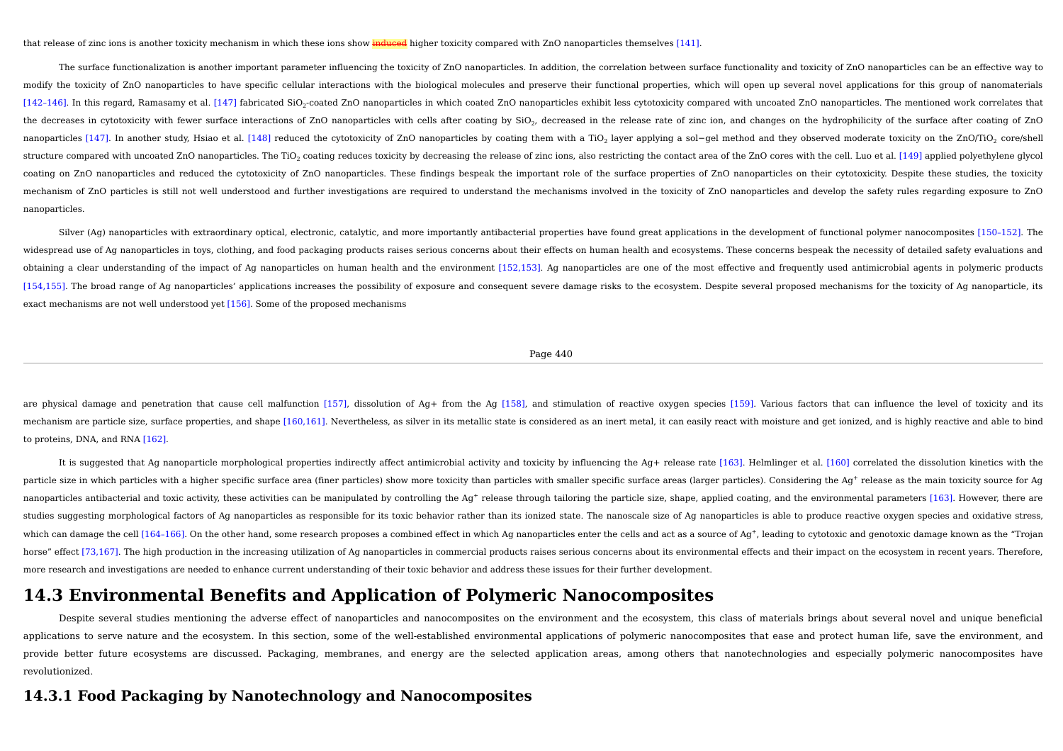that release of zinc ions is another toxicity mechanism in which these ions show ~~induced~~ higher toxicity compared with ZnO nanoparticles themselves [141].

The surface functionalization is another important parameter influencing the toxicity of ZnO nanoparticles. In addition, the correlation between surface functionality and toxicity of ZnO nanoparticles can be an effective way to modify the toxicity of ZnO nanoparticles to have specific cellular interactions with the biological molecules and preserve their functional properties, which will open up several novel applications for this group of nanomaterials [142–146]. In this regard, Ramasamy et al. [147] fabricated $SiO_2$-coated ZnO nanoparticles in which coated ZnO nanoparticles exhibit less cytotoxicity compared with uncoated ZnO nanoparticles. The mentioned work correlates that the decreases in cytotoxicity with fewer surface interactions of ZnO nanoparticles with cells after coating by $SiO_2$, decreased in the release rate of zinc ion, and changes on the hydrophilicity of the surface after coating of ZnO nanoparticles [147]. In another study, Hsiao et al. [148] reduced the cytotoxicity of ZnO nanoparticles by coating them with a $TiO_2$ layer applying a sol−gel method and they observed moderate toxicity on the ZnO/$TiO_2$ core/shell structure compared with uncoated ZnO nanoparticles. The $TiO_2$ coating reduces toxicity by decreasing the release of zinc ions, also restricting the contact area of the ZnO cores with the cell. Luo et al. [149] applied polyethylene glycol coating on ZnO nanoparticles and reduced the cytotoxicity of ZnO nanoparticles. These findings bespeak the important role of the surface properties of ZnO nanoparticles on their cytotoxicity. Despite these studies, the toxicity mechanism of ZnO particles is still not well understood and further investigations are required to understand the mechanisms involved in the toxicity of ZnO nanoparticles and develop the safety rules regarding exposure to ZnO nanoparticles.

Silver (Ag) nanoparticles with extraordinary optical, electronic, catalytic, and more importantly antibacterial properties have found great applications in the development of functional polymer nanocomposites [150–152]. The widespread use of Ag nanoparticles in toys, clothing, and food packaging products raises serious concerns about their effects on human health and ecosystems. These concerns bespeak the necessity of detailed safety evaluations and obtaining a clear understanding of the impact of Ag nanoparticles on human health and the environment [152,153]. Ag nanoparticles are one of the most effective and frequently used antimicrobial agents in polymeric products [154,155]. The broad range of Ag nanoparticles' applications increases the possibility of exposure and consequent severe damage risks to the ecosystem. Despite several proposed mechanisms for the toxicity of Ag nanoparticle, its exact mechanisms are not well understood yet [156]. Some of the proposed mechanisms are physical damage and penetration that cause cell malfunction [157], dissolution of Ag+ from the Ag [158], and stimulation of reactive oxygen species [159]. Various factors that can influence the level of toxicity and its mechanism are particle size, surface properties, and shape [160,161]. Nevertheless, as silver in its metallic state is considered as an inert metal, it can easily react with moisture and get ionized, and is highly reactive and able to bind to proteins, DNA, and RNA [162].

It is suggested that Ag nanoparticle morphological properties indirectly affect antimicrobial activity and toxicity by influencing the Ag+ release rate [163]. Helmlinger et al. [160] correlated the dissolution kinetics with the particle size in which particles with a higher specific surface area (finer particles) show more toxicity than particles with smaller specific surface areas (larger particles). Considering the $Ag^+$ release as the main toxicity source for Ag nanoparticles antibacterial and toxic activity, these activities can be manipulated by controlling the $Ag^+$ release through tailoring the particle size, shape, applied coating, and the environmental parameters [163]. However, there are studies suggesting morphological factors of Ag nanoparticles as responsible for its toxic behavior rather than its ionized state. The nanoscale size of Ag nanoparticles is able to produce reactive oxygen species and oxidative stress, which can damage the cell [164–166]. On the other hand, some research proposes a combined effect in which Ag nanoparticles enter the cells and act as a source of $Ag^+$, leading to cytotoxic and genotoxic damage known as the "Trojan horse" effect [73,167]. The high production in the increasing utilization of Ag nanoparticles in commercial products raises serious concerns about its environmental effects and their impact on the ecosystem in recent years. Therefore, more research and investigations are needed to enhance current understanding of their toxic behavior and address these issues for their further development.

## 14.3 Environmental Benefits and Application of Polymeric Nanocomposites

Despite several studies mentioning the adverse effect of nanoparticles and nanocomposites on the environment and the ecosystem, this class of materials brings about several novel and unique beneficial applications to serve nature and the ecosystem. In this section, some of the well-established environmental applications of polymeric nanocomposites that ease and protect human life, save the environment, and provide better future ecosystems are discussed. Packaging, membranes, and energy are the selected application areas, among others that nanotechnologies and especially polymeric nanocomposites have revolutionized.

### 14.3.1 Food Packaging by Nanotechnology and Nanocomposites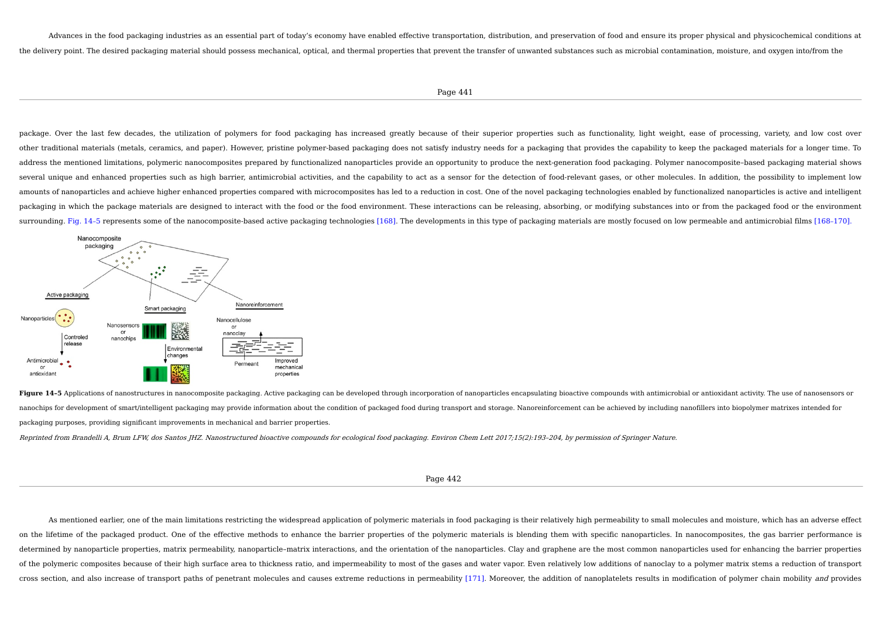Advances in the food packaging industries as an essential part of today's economy have enabled effective transportation, distribution, and preservation of food and ensure its proper physical and physicochemical conditions at the delivery point. The desired packaging material should possess mechanical, optical, and thermal properties that prevent the transfer of unwanted substances such as microbial contamination, moisture, and oxygen into/from the package. Over the last few decades, the utilization of polymers for food packaging has increased greatly because of their superior properties such as functionality, light weight, ease of processing, variety, and low cost over other traditional materials (metals, ceramics, and paper). However, pristine polymer-based packaging does not satisfy industry needs for a packaging that provides the capability to keep the packaged materials for a longer time. To address the mentioned limitations, polymeric nanocomposites prepared by functionalized nanoparticles provide an opportunity to produce the next-generation food packaging. Polymer nanocomposite–based packaging material shows several unique and enhanced properties such as high barrier, antimicrobial activities, and the capability to act as a sensor for the detection of food-relevant gases, or other molecules. In addition, the possibility to implement low amounts of nanoparticles and achieve higher enhanced properties compared with microcomposites has led to a reduction in cost. One of the novel packaging technologies enabled by functionalized nanoparticles is active and intelligent packaging in which the package materials are designed to interact with the food or the food environment. These interactions can be releasing, absorbing, or modifying substances into or from the packaged food or the environment surrounding. Fig. 14–5 represents some of the nanocomposite-based active packaging technologies [168]. The developments in this type of packaging materials are mostly focused on low permeable and antimicrobial films [168–170].

**Figure 14–5** Applications of nanostructures in nanocomposite packaging. Active packaging can be developed through incorporation of nanoparticles encapsulating bioactive compounds with antimicrobial or antioxidant activity. The use of nanosensors or nanochips for development of smart/intelligent packaging may provide information about the condition of packaged food during transport and storage. Nanoreinforcement can be achieved by including nanofillers into biopolymer matrixes intended for packaging purposes, providing significant improvements in mechanical and barrier properties.

*Reprinted from Brandelli A, Brum LFW, dos Santos JHZ. Nanostructured bioactive compounds for ecological food packaging. Environ Chem Lett 2017;15(2):193–204, by permission of Springer Nature.*

As mentioned earlier, one of the main limitations restricting the widespread application of polymeric materials in food packaging is their relatively high permeability to small molecules and moisture, which has an adverse effect on the lifetime of the packaged product. One of the effective methods to enhance the barrier properties of the polymeric materials is blending them with specific nanoparticles. In nanocomposites, the gas barrier performance is determined by nanoparticle properties, matrix permeability, nanoparticle–matrix interactions, and the orientation of the nanoparticles. Clay and graphene are the most common nanoparticles used for enhancing the barrier properties of the polymeric composites because of their high surface area to thickness ratio, and impermeability to most of the gases and water vapor. Even relatively low additions of nanoclay to a polymer matrix stems a reduction of transport cross section, and also increase of transport paths of penetrant molecules and causes extreme reductions in permeability [171]. Moreover, the addition of nanoplatelets results in modification of polymer chain mobility *and* provides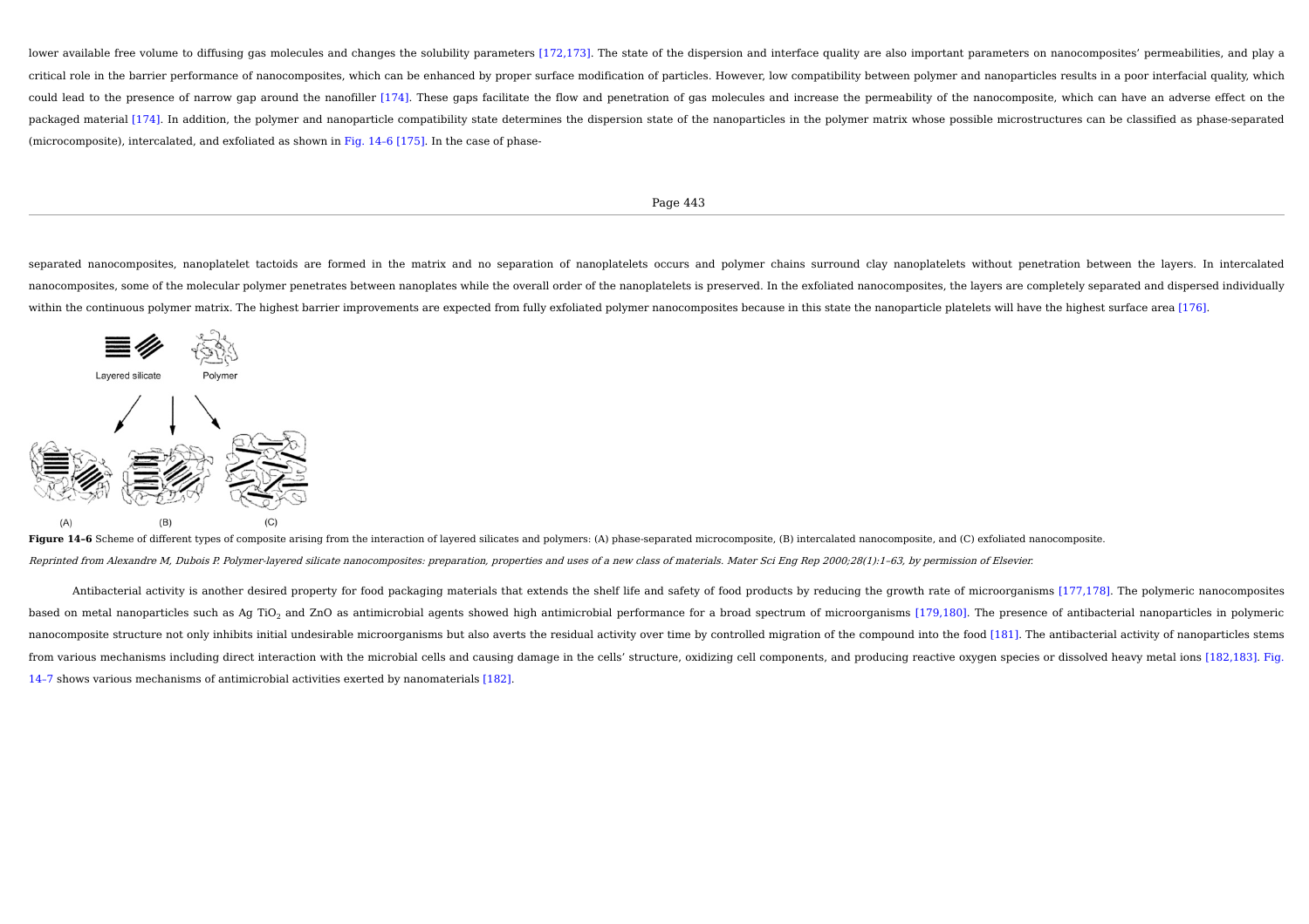lower available free volume to diffusing gas molecules and changes the solubility parameters [172,173]. The state of the dispersion and interface quality are also important parameters on nanocomposites' permeabilities, and play a critical role in the barrier performance of nanocomposites, which can be enhanced by proper surface modification of particles. However, low compatibility between polymer and nanoparticles results in a poor interfacial quality, which could lead to the presence of narrow gap around the nanofiller [174]. These gaps facilitate the flow and penetration of gas molecules and increase the permeability of the nanocomposite, which can have an adverse effect on the packaged material [174]. In addition, the polymer and nanoparticle compatibility state determines the dispersion state of the nanoparticles in the polymer matrix whose possible microstructures can be classified as phase-separated (microcomposite), intercalated, and exfoliated as shown in Fig. 14–6 [175]. In the case of phase-separated nanocomposites, nanoplatelet tactoids are formed in the matrix and no separation of nanoplatelets occurs and polymer chains surround clay nanoplatelets without penetration between the layers. In intercalated nanocomposites, some of the molecular polymer penetrates between nanoplates while the overall order of the nanoplatelets is preserved. In the exfoliated nanocomposites, the layers are completely separated and dispersed individually within the continuous polymer matrix. The highest barrier improvements are expected from fully exfoliated polymer nanocomposites because in this state the nanoparticle platelets will have the highest surface area [176].

**Figure 14–6** Scheme of different types of composite arising from the interaction of layered silicates and polymers: (A) phase-separated microcomposite, (B) intercalated nanocomposite, and (C) exfoliated nanocomposite.

*Reprinted from Alexandre M, Dubois P. Polymer-layered silicate nanocomposites: preparation, properties and uses of a new class of materials. Mater Sci Eng Rep 2000;28(1):1–63, by permission of Elsevier.*

Antibacterial activity is another desired property for food packaging materials that extends the shelf life and safety of food products by reducing the growth rate of microorganisms [177,178]. The polymeric nanocomposites based on metal nanoparticles such as Ag $TiO_2$ and ZnO as antimicrobial agents showed high antimicrobial performance for a broad spectrum of microorganisms [179,180]. The presence of antibacterial nanoparticles in polymeric nanocomposite structure not only inhibits initial undesirable microorganisms but also averts the residual activity over time by controlled migration of the compound into the food [181]. The antibacterial activity of nanoparticles stems from various mechanisms including direct interaction with the microbial cells and causing damage in the cells' structure, oxidizing cell components, and producing reactive oxygen species or dissolved heavy metal ions [182,183]. Fig. 14–7 shows various mechanisms of antimicrobial activities exerted by nanomaterials [182].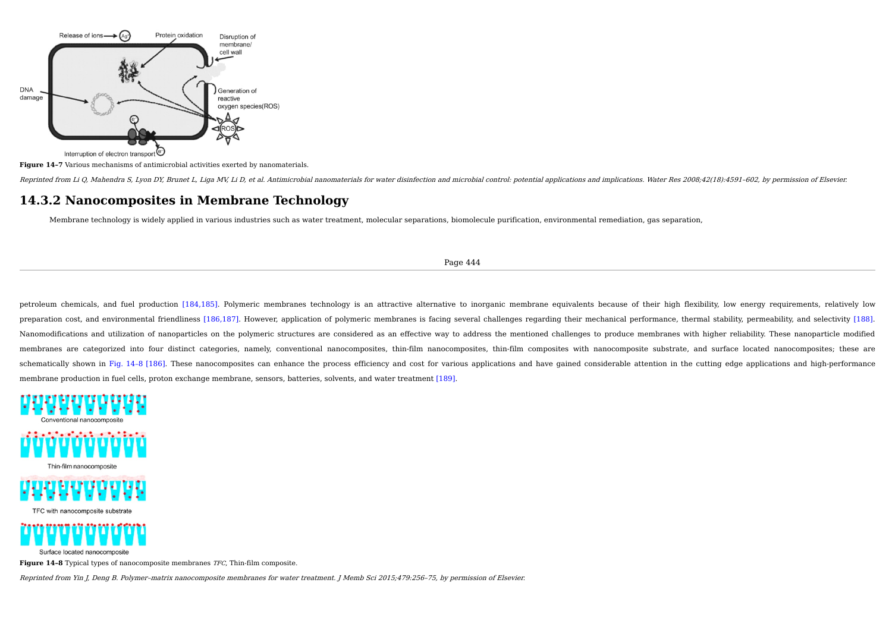**Figure 14–7** Various mechanisms of antimicrobial activities exerted by nanomaterials.

*Reprinted from Li Q, Mahendra S, Lyon DY, Brunet L, Liga MV, Li D, et al. Antimicrobial nanomaterials for water disinfection and microbial control: potential applications and implications. Water Res 2008;42(18):4591–602, by permission of Elsevier.*

## 14.3.2 Nanocomposites in Membrane Technology

Membrane technology is widely applied in various industries such as water treatment, molecular separations, biomolecule purification, environmental remediation, gas separation, petroleum chemicals, and fuel production [184,185]. Polymeric membranes technology is an attractive alternative to inorganic membrane equivalents because of their high flexibility, low energy requirements, relatively low preparation cost, and environmental friendliness [186,187]. However, application of polymeric membranes is facing several challenges regarding their mechanical performance, thermal stability, permeability, and selectivity [188]. Nanomodifications and utilization of nanoparticles on the polymeric structures are considered as an effective way to address the mentioned challenges to produce membranes with higher reliability. These nanoparticle modified membranes are categorized into four distinct categories, namely, conventional nanocomposites, thin-film nanocomposites, thin-film composites with nanocomposite substrate, and surface located nanocomposites; these are schematically shown in Fig. 14–8 [186]. These nanocomposites can enhance the process efficiency and cost for various applications and have gained considerable attention in the cutting edge applications and high-performance membrane production in fuel cells, proton exchange membrane, sensors, batteries, solvents, and water treatment [189].

**Figure 14–8** Typical types of nanocomposite membranes *TFC*, Thin-film composite.

*Reprinted from Yin J, Deng B. Polymer–matrix nanocomposite membranes for water treatment. J Memb Sci 2015;479:256–75, by permission of Elsevier.*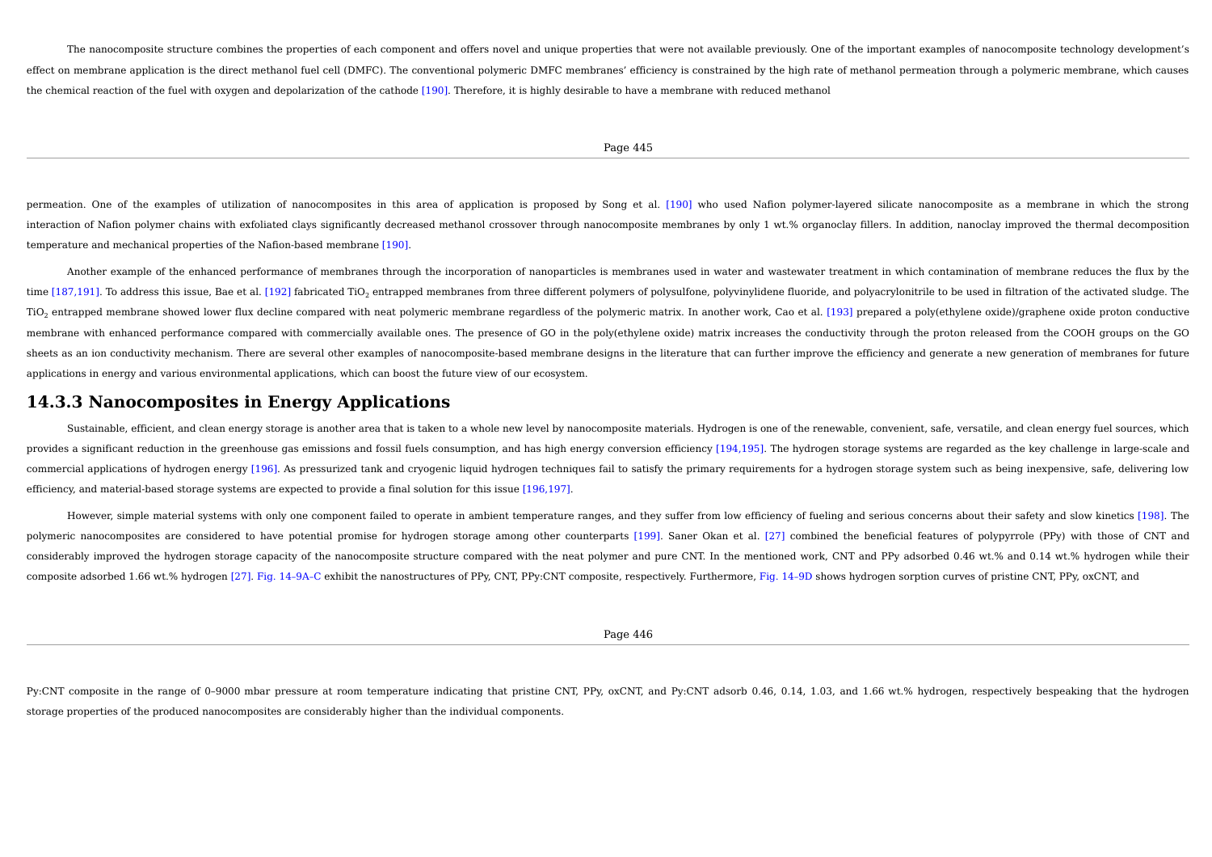The nanocomposite structure combines the properties of each component and offers novel and unique properties that were not available previously. One of the important examples of nanocomposite technology development's effect on membrane application is the direct methanol fuel cell (DMFC). The conventional polymeric DMFC membranes' efficiency is constrained by the high rate of methanol permeation through a polymeric membrane, which causes the chemical reaction of the fuel with oxygen and depolarization of the cathode [190]. Therefore, it is highly desirable to have a membrane with reduced methanol permeation. One of the examples of utilization of nanocomposites in this area of application is proposed by Song et al. [190] who used Nafion polymer-layered silicate nanocomposite as a membrane in which the strong interaction of Nafion polymer chains with exfoliated clays significantly decreased methanol crossover through nanocomposite membranes by only 1 wt.% organoclay fillers. In addition, nanoclay improved the thermal decomposition temperature and mechanical properties of the Nafion-based membrane [190].

Another example of the enhanced performance of membranes through the incorporation of nanoparticles is membranes used in water and wastewater treatment in which contamination of membrane reduces the flux by the time [187,191]. To address this issue, Bae et al. [192] fabricated $TiO_2$ entrapped membranes from three different polymers of polysulfone, polyvinylidene fluoride, and polyacrylonitrile to be used in filtration of the activated sludge. The $TiO_2$ entrapped membrane showed lower flux decline compared with neat polymeric membrane regardless of the polymeric matrix. In another work, Cao et al. [193] prepared a poly(ethylene oxide)/graphene oxide proton conductive membrane with enhanced performance compared with commercially available ones. The presence of GO in the poly(ethylene oxide) matrix increases the conductivity through the proton released from the COOH groups on the GO sheets as an ion conductivity mechanism. There are several other examples of nanocomposite-based membrane designs in the literature that can further improve the efficiency and generate a new generation of membranes for future applications in energy and various environmental applications, which can boost the future view of our ecosystem.

## 14.3.3 Nanocomposites in Energy Applications

Sustainable, efficient, and clean energy storage is another area that is taken to a whole new level by nanocomposite materials. Hydrogen is one of the renewable, convenient, safe, versatile, and clean energy fuel sources, which provides a significant reduction in the greenhouse gas emissions and fossil fuels consumption, and has high energy conversion efficiency [194,195]. The hydrogen storage systems are regarded as the key challenge in large-scale and commercial applications of hydrogen energy [196]. As pressurized tank and cryogenic liquid hydrogen techniques fail to satisfy the primary requirements for a hydrogen storage system such as being inexpensive, safe, delivering low efficiency, and material-based storage systems are expected to provide a final solution for this issue [196,197].

However, simple material systems with only one component failed to operate in ambient temperature ranges, and they suffer from low efficiency of fueling and serious concerns about their safety and slow kinetics [198]. The polymeric nanocomposites are considered to have potential promise for hydrogen storage among other counterparts [199]. Saner Okan et al. [27] combined the beneficial features of polypyrrole (PPy) with those of CNT and considerably improved the hydrogen storage capacity of the nanocomposite structure compared with the neat polymer and pure CNT. In the mentioned work, CNT and PPy adsorbed 0.46 wt.% and 0.14 wt.% hydrogen while their composite adsorbed 1.66 wt.% hydrogen [27]. Fig. 14–9A–C exhibit the nanostructures of PPy, CNT, PPy:CNT composite, respectively. Furthermore, Fig. 14–9D shows hydrogen sorption curves of pristine CNT, PPy, oxCNT, and Py:CNT composite in the range of 0–9000 mbar pressure at room temperature indicating that pristine CNT, PPy, oxCNT, and Py:CNT adsorb 0.46, 0.14, 1.03, and 1.66 wt.% hydrogen, respectively bespeaking that the hydrogen storage properties of the produced nanocomposites are considerably higher than the individual components.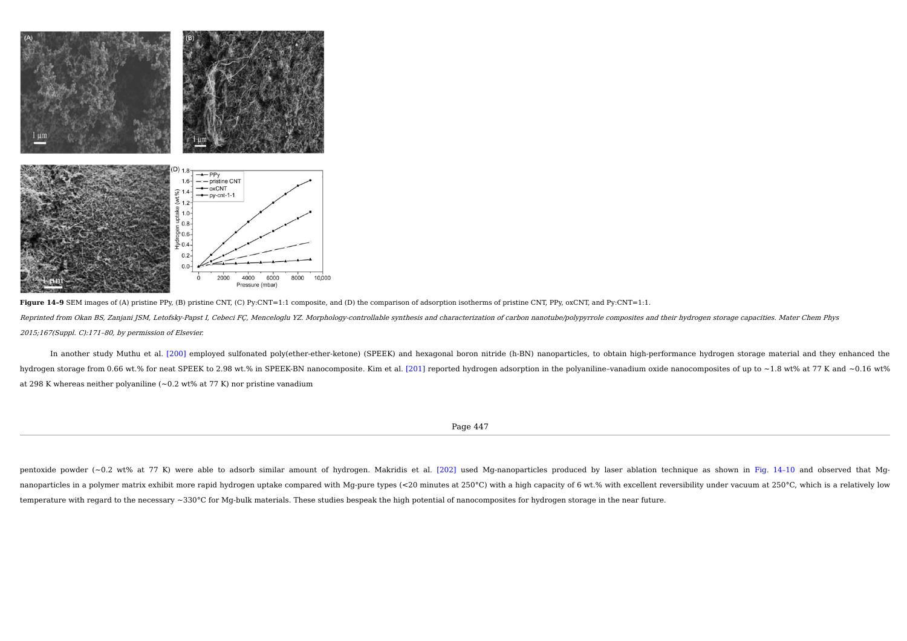**Figure 14–9** SEM images of (A) pristine PPy, (B) pristine CNT, (C) Py:CNT=1:1 composite, and (D) the comparison of adsorption isotherms of pristine CNT, PPy, oxCNT, and Py:CNT=1:1.

*Reprinted from Okan BS, Zanjani JSM, Letofsky-Papst I, Cebeci FÇ, Menceloglu YZ. Morphology-controllable synthesis and characterization of carbon nanotube/polypyrrole composites and their hydrogen storage capacities. Mater Chem Phys 2015;167(Suppl. C):171–80, by permission of Elsevier.*

In another study Muthu et al. [200] employed sulfonated poly(ether-ether-ketone) (SPEEK) and hexagonal boron nitride (h-BN) nanoparticles, to obtain high-performance hydrogen storage material and they enhanced the hydrogen storage from 0.66 wt.% for neat SPEEK to 2.98 wt.% in SPEEK-BN nanocomposite. Kim et al. [201] reported hydrogen adsorption in the polyaniline–vanadium oxide nanocomposites of up to ~1.8 wt% at 77 K and ~0.16 wt% at 298 K whereas neither polyaniline (~0.2 wt% at 77 K) nor pristine vanadium pentoxide powder (~0.2 wt% at 77 K) were able to adsorb similar amount of hydrogen. Makridis et al. [202] used Mg-nanoparticles produced by laser ablation technique as shown in Fig. 14–10 and observed that Mg-nanoparticles in a polymer matrix exhibit more rapid hydrogen uptake compared with Mg-pure types (<20 minutes at 250°C) with a high capacity of 6 wt.% with excellent reversibility under vacuum at 250°C, which is a relatively low temperature with regard to the necessary ~330°C for Mg-bulk materials. These studies bespeak the high potential of nanocomposites for hydrogen storage in the near future.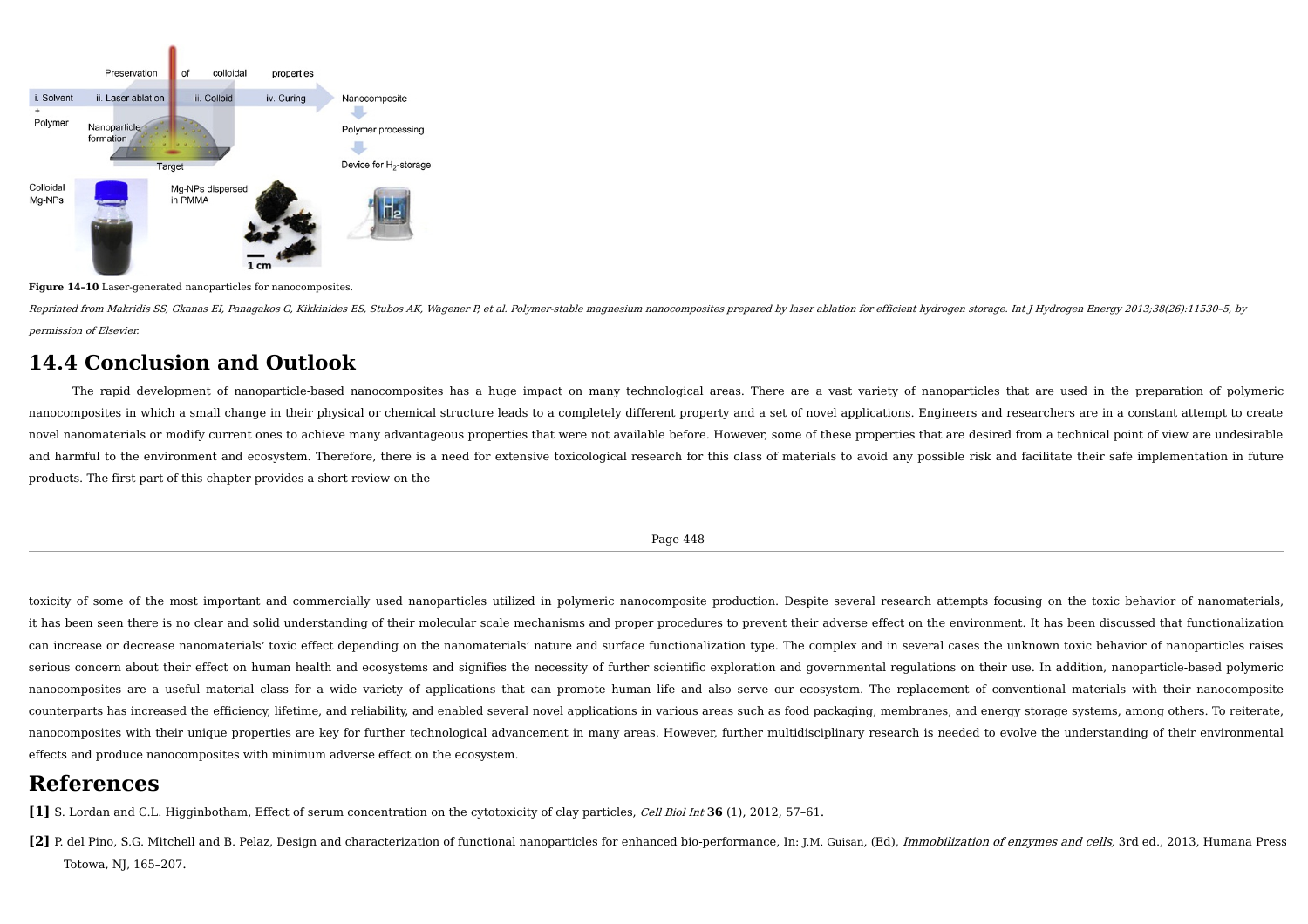Preservation of colloidal properties

i. Solvent + Polymer

ii. Laser ablation

iii. Colloid

iv. Curing

Nanocomposite

Nanoparticle formation

Target

Polymer processing

Device for $H_2$-storage

Colloidal Mg-NPs

Mg-NPs dispersed in PMMA

1 cm

**Figure 14–10** Laser-generated nanoparticles for nanocomposites.

*Reprinted from Makridis SS, Gkanas EI, Panagakos G, Kikkinides ES, Stubos AK, Wagener P, et al. Polymer-stable magnesium nanocomposites prepared by laser ablation for efficient hydrogen storage. Int J Hydrogen Energy 2013;38(26):11530–5, by permission of Elsevier.*

## 14.4 Conclusion and Outlook

The rapid development of nanoparticle-based nanocomposites has a huge impact on many technological areas. There are a vast variety of nanoparticles that are used in the preparation of polymeric nanocomposites in which a small change in their physical or chemical structure leads to a completely different property and a set of novel applications. Engineers and researchers are in a constant attempt to create novel nanomaterials or modify current ones to achieve many advantageous properties that were not available before. However, some of these properties that are desired from a technical point of view are undesirable and harmful to the environment and ecosystem. Therefore, there is a need for extensive toxicological research for this class of materials to avoid any possible risk and facilitate their safe implementation in future products. The first part of this chapter provides a short review on the toxicity of some of the most important and commercially used nanoparticles utilized in polymeric nanocomposite production. Despite several research attempts focusing on the toxic behavior of nanomaterials, it has been seen there is no clear and solid understanding of their molecular scale mechanisms and proper procedures to prevent their adverse effect on the environment. It has been discussed that functionalization can increase or decrease nanomaterials' toxic effect depending on the nanomaterials' nature and surface functionalization type. The complex and in several cases the unknown toxic behavior of nanoparticles raises serious concern about their effect on human health and ecosystems and signifies the necessity of further scientific exploration and governmental regulations on their use. In addition, nanoparticle-based polymeric nanocomposites are a useful material class for a wide variety of applications that can promote human life and also serve our ecosystem. The replacement of conventional materials with their nanocomposite counterparts has increased the efficiency, lifetime, and reliability, and enabled several novel applications in various areas such as food packaging, membranes, and energy storage systems, among others. To reiterate, nanocomposites with their unique properties are key for further technological advancement in many areas. However, further multidisciplinary research is needed to evolve the understanding of their environmental effects and produce nanocomposites with minimum adverse effect on the ecosystem.

## References

**[1]** S. Lordan and C.L. Higginbotham, Effect of serum concentration on the cytotoxicity of clay particles, *Cell Biol Int* **36** (1), 2012, 57–61.

**[2]** P. del Pino, S.G. Mitchell and B. Pelaz, Design and characterization of functional nanoparticles for enhanced bio-performance, In: J.M. Guisan, (Ed), *Immobilization of enzymes and cells,* 3rd ed., 2013, Humana Press Totowa, NJ, 165–207.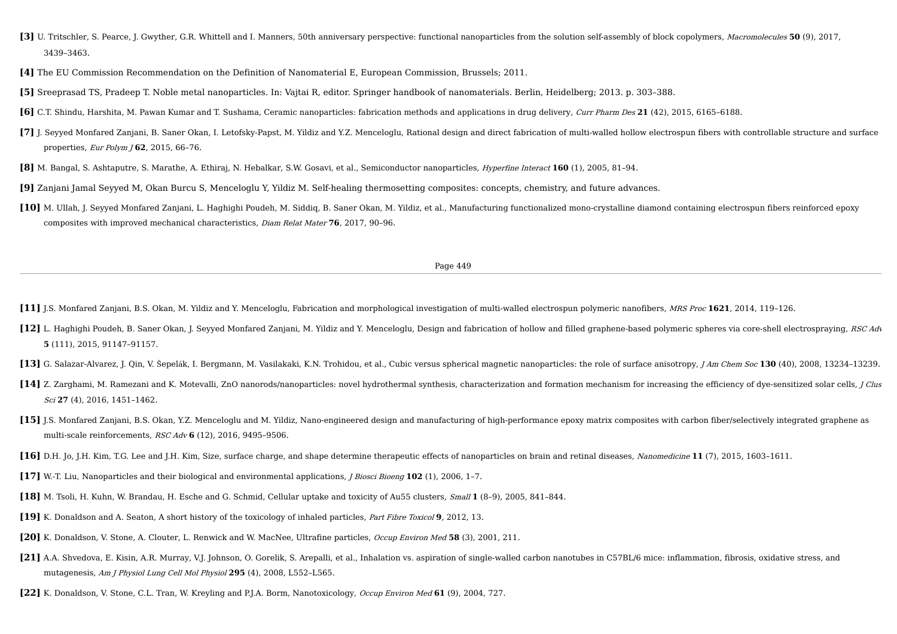**[3]** U. Tritschler, S. Pearce, J. Gwyther, G.R. Whittell and I. Manners, 50th anniversary perspective: functional nanoparticles from the solution self-assembly of block copolymers, *Macromolecules* **50** (9), 2017, 3439–3463.

**[4]** The EU Commission Recommendation on the Definition of Nanomaterial E, European Commission, Brussels; 2011.

**[5]** Sreeprasad TS, Pradeep T. Noble metal nanoparticles. In: Vajtai R, editor. Springer handbook of nanomaterials. Berlin, Heidelberg; 2013. p. 303–388.

**[6]** C.T. Shindu, Harshita, M. Pawan Kumar and T. Sushama, Ceramic nanoparticles: fabrication methods and applications in drug delivery, *Curr Pharm Des* **21** (42), 2015, 6165–6188.

**[7]** J. Seyyed Monfared Zanjani, B. Saner Okan, I. Letofsky-Papst, M. Yildiz and Y.Z. Menceloglu, Rational design and direct fabrication of multi-walled hollow electrospun fibers with controllable structure and surface properties, *Eur Polym J* **62**, 2015, 66–76.

**[8]** M. Bangal, S. Ashtaputre, S. Marathe, A. Ethiraj, N. Hebalkar, S.W. Gosavi, et al., Semiconductor nanoparticles, *Hyperfine Interact* **160** (1), 2005, 81–94.

**[9]** Zanjani Jamal Seyyed M, Okan Burcu S, Menceloglu Y, Yildiz M. Self-healing thermosetting composites: concepts, chemistry, and future advances.

**[10]** M. Ullah, J. Seyyed Monfared Zanjani, L. Haghighi Poudeh, M. Siddiq, B. Saner Okan, M. Yildiz, et al., Manufacturing functionalized mono-crystalline diamond containing electrospun fibers reinforced epoxy composites with improved mechanical characteristics, *Diam Relat Mater* **76**, 2017, 90–96.

**[11]** J.S. Monfared Zanjani, B.S. Okan, M. Yildiz and Y. Menceloglu, Fabrication and morphological investigation of multi-walled electrospun polymeric nanofibers, *MRS Proc* **1621**, 2014, 119–126.

**[12]** L. Haghighi Poudeh, B. Saner Okan, J. Seyyed Monfared Zanjani, M. Yildiz and Y. Menceloglu, Design and fabrication of hollow and filled graphene-based polymeric spheres via core-shell electrospraying, *RSC Adv* **5** (111), 2015, 91147–91157.

**[13]** G. Salazar-Alvarez, J. Qin, V. Šepelák, I. Bergmann, M. Vasilakaki, K.N. Trohidou, et al., Cubic versus spherical magnetic nanoparticles: the role of surface anisotropy, *J Am Chem Soc* **130** (40), 2008, 13234–13239.

**[14]** Z. Zarghami, M. Ramezani and K. Motevalli, ZnO nanorods/nanoparticles: novel hydrothermal synthesis, characterization and formation mechanism for increasing the efficiency of dye-sensitized solar cells, *J Clus Sci* **27** (4), 2016, 1451–1462.

**[15]** J.S. Monfared Zanjani, B.S. Okan, Y.Z. Menceloglu and M. Yildiz, Nano-engineered design and manufacturing of high-performance epoxy matrix composites with carbon fiber/selectively integrated graphene as multi-scale reinforcements, *RSC Adv* **6** (12), 2016, 9495–9506.

**[16]** D.H. Jo, J.H. Kim, T.G. Lee and J.H. Kim, Size, surface charge, and shape determine therapeutic effects of nanoparticles on brain and retinal diseases, *Nanomedicine* **11** (7), 2015, 1603–1611.

**[17]** W.-T. Liu, Nanoparticles and their biological and environmental applications, *J Biosci Bioeng* **102** (1), 2006, 1–7.

**[18]** M. Tsoli, H. Kuhn, W. Brandau, H. Esche and G. Schmid, Cellular uptake and toxicity of Au55 clusters, *Small* **1** (8–9), 2005, 841–844.

**[19]** K. Donaldson and A. Seaton, A short history of the toxicology of inhaled particles, *Part Fibre Toxicol* **9**, 2012, 13.

**[20]** K. Donaldson, V. Stone, A. Clouter, L. Renwick and W. MacNee, Ultrafine particles, *Occup Environ Med* **58** (3), 2001, 211.

**[21]** A.A. Shvedova, E. Kisin, A.R. Murray, V.J. Johnson, O. Gorelik, S. Arepalli, et al., Inhalation vs. aspiration of single-walled carbon nanotubes in C57BL/6 mice: inflammation, fibrosis, oxidative stress, and mutagenesis, *Am J Physiol Lung Cell Mol Physiol* **295** (4), 2008, L552–L565.

**[22]** K. Donaldson, V. Stone, C.L. Tran, W. Kreyling and P.J.A. Borm, Nanotoxicology, *Occup Environ Med* **61** (9), 2004, 727.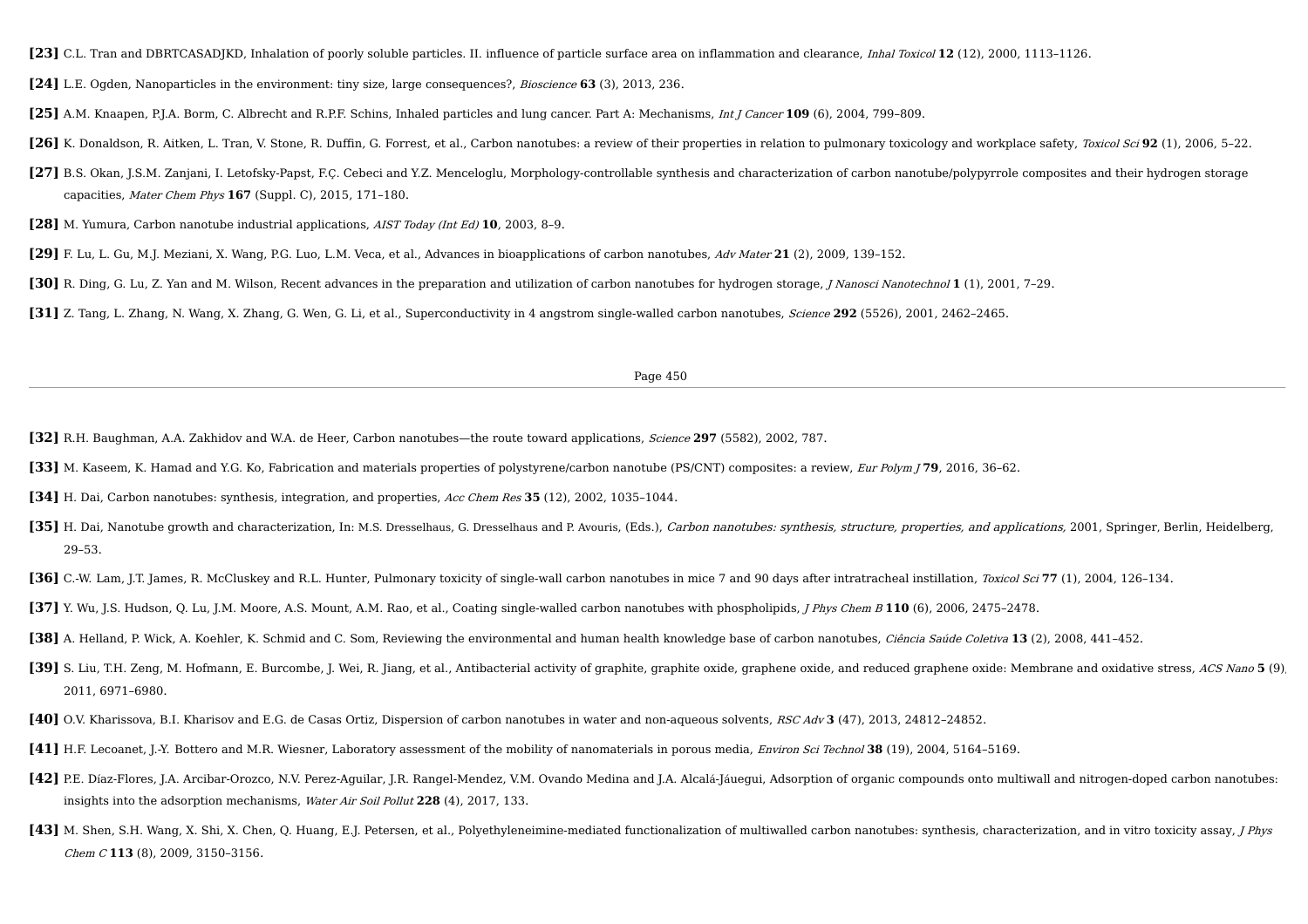**[23]** C.L. Tran and DBRTCASADJKD, Inhalation of poorly soluble particles. II. influence of particle surface area on inflammation and clearance, *Inhal Toxicol* **12** (12), 2000, 1113–1126.

**[24]** L.E. Ogden, Nanoparticles in the environment: tiny size, large consequences?, *Bioscience* **63** (3), 2013, 236.

**[25]** A.M. Knaapen, P.J.A. Borm, C. Albrecht and R.P.F. Schins, Inhaled particles and lung cancer. Part A: Mechanisms, *Int J Cancer* **109** (6), 2004, 799–809.

**[26]** K. Donaldson, R. Aitken, L. Tran, V. Stone, R. Duffin, G. Forrest, et al., Carbon nanotubes: a review of their properties in relation to pulmonary toxicology and workplace safety, *Toxicol Sci* **92** (1), 2006, 5–22.

**[27]** B.S. Okan, J.S.M. Zanjani, I. Letofsky-Papst, F.Ç. Cebeci and Y.Z. Menceloglu, Morphology-controllable synthesis and characterization of carbon nanotube/polypyrrole composites and their hydrogen storage capacities, *Mater Chem Phys* **167** (Suppl. C), 2015, 171–180.

**[28]** M. Yumura, Carbon nanotube industrial applications, *AIST Today (Int Ed)* **10**, 2003, 8–9.

**[29]** F. Lu, L. Gu, M.J. Meziani, X. Wang, P.G. Luo, L.M. Veca, et al., Advances in bioapplications of carbon nanotubes, *Adv Mater* **21** (2), 2009, 139–152.

**[30]** R. Ding, G. Lu, Z. Yan and M. Wilson, Recent advances in the preparation and utilization of carbon nanotubes for hydrogen storage, *J Nanosci Nanotechnol* **1** (1), 2001, 7–29.

**[31]** Z. Tang, L. Zhang, N. Wang, X. Zhang, G. Wen, G. Li, et al., Superconductivity in 4 angstrom single-walled carbon nanotubes, *Science* **292** (5526), 2001, 2462–2465.

**[32]** R.H. Baughman, A.A. Zakhidov and W.A. de Heer, Carbon nanotubes—the route toward applications, *Science* **297** (5582), 2002, 787.

**[33]** M. Kaseem, K. Hamad and Y.G. Ko, Fabrication and materials properties of polystyrene/carbon nanotube (PS/CNT) composites: a review, *Eur Polym J* **79**, 2016, 36–62.

**[34]** H. Dai, Carbon nanotubes: synthesis, integration, and properties, *Acc Chem Res* **35** (12), 2002, 1035–1044.

**[35]** H. Dai, Nanotube growth and characterization, In: M.S. Dresselhaus, G. Dresselhaus and P. Avouris, (Eds.), *Carbon nanotubes: synthesis, structure, properties, and applications,* 2001, Springer, Berlin, Heidelberg, 29–53.

**[36]** C.-W. Lam, J.T. James, R. McCluskey and R.L. Hunter, Pulmonary toxicity of single-wall carbon nanotubes in mice 7 and 90 days after intratracheal instillation, *Toxicol Sci* **77** (1), 2004, 126–134.

**[37]** Y. Wu, J.S. Hudson, Q. Lu, J.M. Moore, A.S. Mount, A.M. Rao, et al., Coating single-walled carbon nanotubes with phospholipids, *J Phys Chem B* **110** (6), 2006, 2475–2478.

**[38]** A. Helland, P. Wick, A. Koehler, K. Schmid and C. Som, Reviewing the environmental and human health knowledge base of carbon nanotubes, *Ciência Saúde Coletiva* **13** (2), 2008, 441–452.

**[39]** S. Liu, T.H. Zeng, M. Hofmann, E. Burcombe, J. Wei, R. Jiang, et al., Antibacterial activity of graphite, graphite oxide, graphene oxide, and reduced graphene oxide: Membrane and oxidative stress, *ACS Nano* **5** (9), 2011, 6971–6980.

**[40]** O.V. Kharissova, B.I. Kharisov and E.G. de Casas Ortiz, Dispersion of carbon nanotubes in water and non-aqueous solvents, *RSC Adv* **3** (47), 2013, 24812–24852.

**[41]** H.F. Lecoanet, J.-Y. Bottero and M.R. Wiesner, Laboratory assessment of the mobility of nanomaterials in porous media, *Environ Sci Technol* **38** (19), 2004, 5164–5169.

**[42]** P.E. Díaz-Flores, J.A. Arcibar-Orozco, N.V. Perez-Aguilar, J.R. Rangel-Mendez, V.M. Ovando Medina and J.A. Alcalá-Jáuegui, Adsorption of organic compounds onto multiwall and nitrogen-doped carbon nanotubes: insights into the adsorption mechanisms, *Water Air Soil Pollut* **228** (4), 2017, 133.

**[43]** M. Shen, S.H. Wang, X. Shi, X. Chen, Q. Huang, E.J. Petersen, et al., Polyethyleneimine-mediated functionalization of multiwalled carbon nanotubes: synthesis, characterization, and in vitro toxicity assay, *J Phys Chem C* **113** (8), 2009, 3150–3156.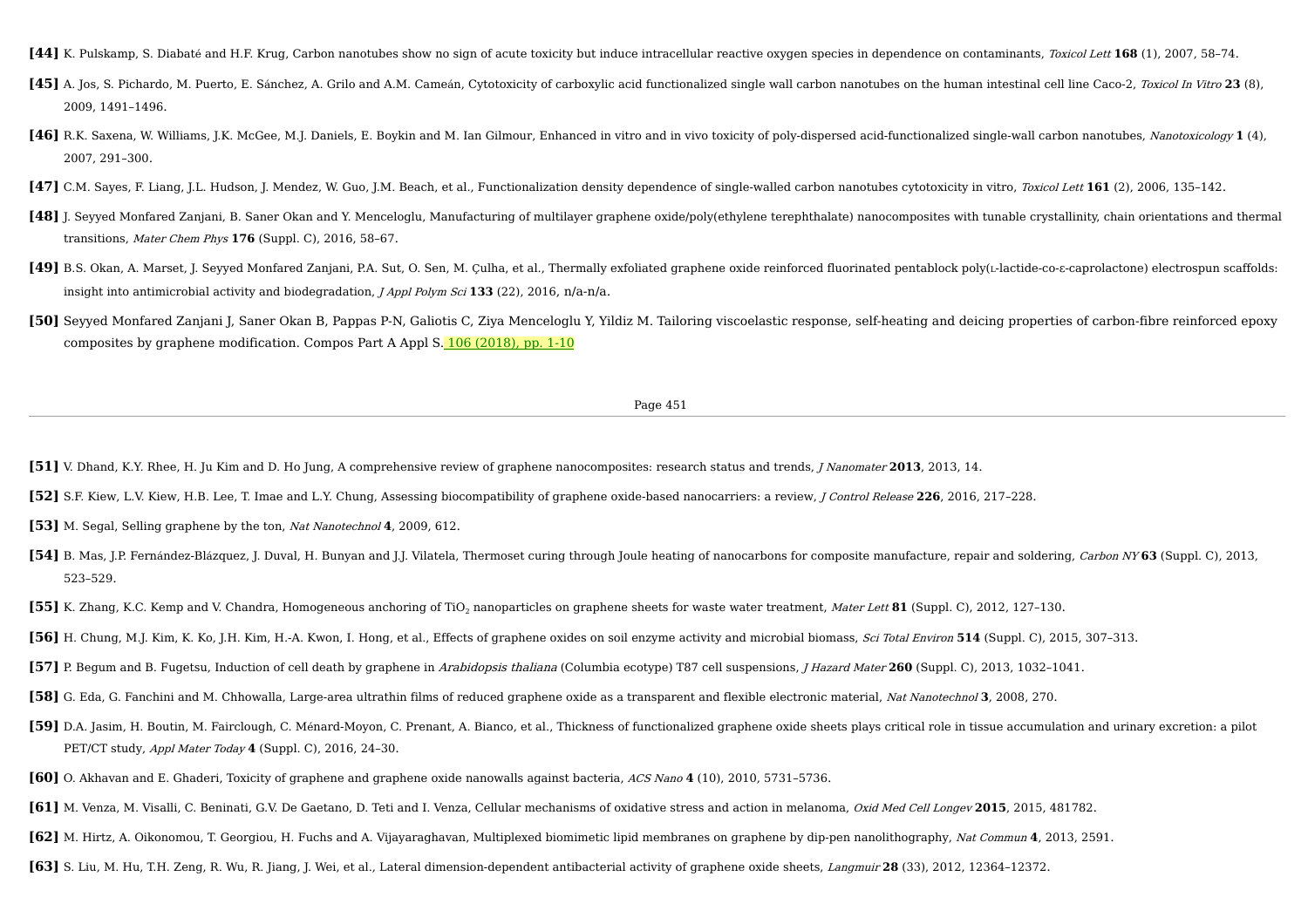**[44]** K. Pulskamp, S. Diabaté and H.F. Krug, Carbon nanotubes show no sign of acute toxicity but induce intracellular reactive oxygen species in dependence on contaminants, *Toxicol Lett* **168** (1), 2007, 58–74.

**[45]** A. Jos, S. Pichardo, M. Puerto, E. Sánchez, A. Grilo and A.M. Cameán, Cytotoxicity of carboxylic acid functionalized single wall carbon nanotubes on the human intestinal cell line Caco-2, *Toxicol In Vitro* **23** (8), 2009, 1491–1496.

**[46]** R.K. Saxena, W. Williams, J.K. McGee, M.J. Daniels, E. Boykin and M. Ian Gilmour, Enhanced in vitro and in vivo toxicity of poly-dispersed acid-functionalized single-wall carbon nanotubes, *Nanotoxicology* **1** (4), 2007, 291–300.

**[47]** C.M. Sayes, F. Liang, J.L. Hudson, J. Mendez, W. Guo, J.M. Beach, et al., Functionalization density dependence of single-walled carbon nanotubes cytotoxicity in vitro, *Toxicol Lett* **161** (2), 2006, 135–142.

**[48]** J. Seyyed Monfared Zanjani, B. Saner Okan and Y. Menceloglu, Manufacturing of multilayer graphene oxide/poly(ethylene terephthalate) nanocomposites with tunable crystallinity, chain orientations and thermal transitions, *Mater Chem Phys* **176** (Suppl. C), 2016, 58–67.

**[49]** B.S. Okan, A. Marset, J. Seyyed Monfared Zanjani, P.A. Sut, O. Sen, M. Çulha, et al., Thermally exfoliated graphene oxide reinforced fluorinated pentablock poly(ʟ-lactide-co-ε-caprolactone) electrospun scaffolds: insight into antimicrobial activity and biodegradation, *J Appl Polym Sci* **133** (22), 2016, n/a-n/a.

**[50]** Seyyed Monfared Zanjani J, Saner Okan B, Pappas P-N, Galiotis C, Ziya Menceloglu Y, Yildiz M. Tailoring viscoelastic response, self-heating and deicing properties of carbon-fibre reinforced epoxy composites by graphene modification. Compos Part A Appl S. 106 (2018), pp. 1-10

**[51]** V. Dhand, K.Y. Rhee, H. Ju Kim and D. Ho Jung, A comprehensive review of graphene nanocomposites: research status and trends, *J Nanomater* **2013**, 2013, 14.

**[52]** S.F. Kiew, L.V. Kiew, H.B. Lee, T. Imae and L.Y. Chung, Assessing biocompatibility of graphene oxide-based nanocarriers: a review, *J Control Release* **226**, 2016, 217–228.

**[53]** M. Segal, Selling graphene by the ton, *Nat Nanotechnol* **4**, 2009, 612.

**[54]** B. Mas, J.P. Fernández-Blázquez, J. Duval, H. Bunyan and J.J. Vilatela, Thermoset curing through Joule heating of nanocarbons for composite manufacture, repair and soldering, *Carbon NY* **63** (Suppl. C), 2013, 523–529.

**[55]** K. Zhang, K.C. Kemp and V. Chandra, Homogeneous anchoring of $TiO_2$ nanoparticles on graphene sheets for waste water treatment, *Mater Lett* **81** (Suppl. C), 2012, 127–130.

**[56]** H. Chung, M.J. Kim, K. Ko, J.H. Kim, H.-A. Kwon, I. Hong, et al., Effects of graphene oxides on soil enzyme activity and microbial biomass, *Sci Total Environ* **514** (Suppl. C), 2015, 307–313.

**[57]** P. Begum and B. Fugetsu, Induction of cell death by graphene in *Arabidopsis thaliana* (Columbia ecotype) T87 cell suspensions, *J Hazard Mater* **260** (Suppl. C), 2013, 1032–1041.

**[58]** G. Eda, G. Fanchini and M. Chhowalla, Large-area ultrathin films of reduced graphene oxide as a transparent and flexible electronic material, *Nat Nanotechnol* **3**, 2008, 270.

**[59]** D.A. Jasim, H. Boutin, M. Fairclough, C. Ménard-Moyon, C. Prenant, A. Bianco, et al., Thickness of functionalized graphene oxide sheets plays critical role in tissue accumulation and urinary excretion: a pilot PET/CT study, *Appl Mater Today* **4** (Suppl. C), 2016, 24–30.

**[60]** O. Akhavan and E. Ghaderi, Toxicity of graphene and graphene oxide nanowalls against bacteria, *ACS Nano* **4** (10), 2010, 5731–5736.

**[61]** M. Venza, M. Visalli, C. Beninati, G.V. De Gaetano, D. Teti and I. Venza, Cellular mechanisms of oxidative stress and action in melanoma, *Oxid Med Cell Longev* **2015**, 2015, 481782.

**[62]** M. Hirtz, A. Oikonomou, T. Georgiou, H. Fuchs and A. Vijayaraghavan, Multiplexed biomimetic lipid membranes on graphene by dip-pen nanolithography, *Nat Commun* **4**, 2013, 2591.

**[63]** S. Liu, M. Hu, T.H. Zeng, R. Wu, R. Jiang, J. Wei, et al., Lateral dimension-dependent antibacterial activity of graphene oxide sheets, *Langmuir* **28** (33), 2012, 12364–12372.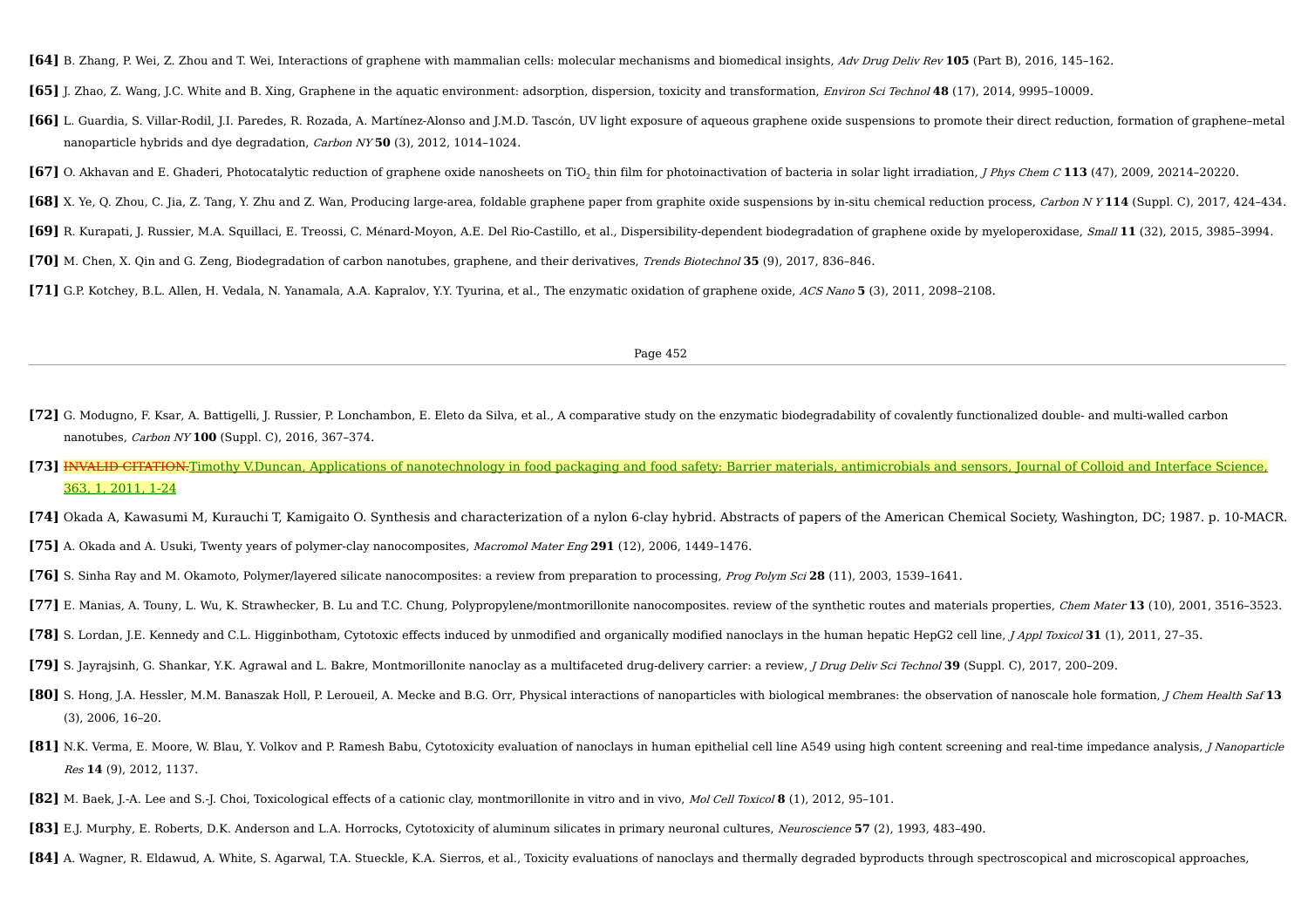**[64]** B. Zhang, P. Wei, Z. Zhou and T. Wei, Interactions of graphene with mammalian cells: molecular mechanisms and biomedical insights, *Adv Drug Deliv Rev* **105** (Part B), 2016, 145–162.

**[65]** J. Zhao, Z. Wang, J.C. White and B. Xing, Graphene in the aquatic environment: adsorption, dispersion, toxicity and transformation, *Environ Sci Technol* **48** (17), 2014, 9995–10009.

**[66]** L. Guardia, S. Villar-Rodil, J.I. Paredes, R. Rozada, A. Martínez-Alonso and J.M.D. Tascón, UV light exposure of aqueous graphene oxide suspensions to promote their direct reduction, formation of graphene–metal nanoparticle hybrids and dye degradation, *Carbon NY* **50** (3), 2012, 1014–1024.

**[67]** O. Akhavan and E. Ghaderi, Photocatalytic reduction of graphene oxide nanosheets on $TiO_2$ thin film for photoinactivation of bacteria in solar light irradiation, *J Phys Chem C* **113** (47), 2009, 20214–20220.

**[68]** X. Ye, Q. Zhou, C. Jia, Z. Tang, Y. Zhu and Z. Wan, Producing large-area, foldable graphene paper from graphite oxide suspensions by in-situ chemical reduction process, *Carbon N Y* **114** (Suppl. C), 2017, 424–434.

**[69]** R. Kurapati, J. Russier, M.A. Squillaci, E. Treossi, C. Ménard-Moyon, A.E. Del Rio-Castillo, et al., Dispersibility-dependent biodegradation of graphene oxide by myeloperoxidase, *Small* **11** (32), 2015, 3985–3994.

**[70]** M. Chen, X. Qin and G. Zeng, Biodegradation of carbon nanotubes, graphene, and their derivatives, *Trends Biotechnol* **35** (9), 2017, 836–846.

**[71]** G.P. Kotchey, B.L. Allen, H. Vedala, N. Yanamala, A.A. Kapralov, Y.Y. Tyurina, et al., The enzymatic oxidation of graphene oxide, *ACS Nano* **5** (3), 2011, 2098–2108.

**[72]** G. Modugno, F. Ksar, A. Battigelli, J. Russier, P. Lonchambon, E. Eleto da Silva, et al., A comparative study on the enzymatic biodegradability of covalently functionalized double- and multi-walled carbon nanotubes, *Carbon NY* **100** (Suppl. C), 2016, 367–374.

**[73]** ~~INVALID CITATION.~~Timothy V.Duncan, Applications of nanotechnology in food packaging and food safety: Barrier materials, antimicrobials and sensors, Journal of Colloid and Interface Science, 363, 1, 2011, 1-24

**[74]** Okada A, Kawasumi M, Kurauchi T, Kamigaito O. Synthesis and characterization of a nylon 6-clay hybrid. Abstracts of papers of the American Chemical Society, Washington, DC; 1987. p. 10-MACR.

**[75]** A. Okada and A. Usuki, Twenty years of polymer-clay nanocomposites, *Macromol Mater Eng* **291** (12), 2006, 1449–1476.

**[76]** S. Sinha Ray and M. Okamoto, Polymer/layered silicate nanocomposites: a review from preparation to processing, *Prog Polym Sci* **28** (11), 2003, 1539–1641.

**[77]** E. Manias, A. Touny, L. Wu, K. Strawhecker, B. Lu and T.C. Chung, Polypropylene/montmorillonite nanocomposites. review of the synthetic routes and materials properties, *Chem Mater* **13** (10), 2001, 3516–3523.

**[78]** S. Lordan, J.E. Kennedy and C.L. Higginbotham, Cytotoxic effects induced by unmodified and organically modified nanoclays in the human hepatic HepG2 cell line, *J Appl Toxicol* **31** (1), 2011, 27–35.

**[79]** S. Jayrajsinh, G. Shankar, Y.K. Agrawal and L. Bakre, Montmorillonite nanoclay as a multifaceted drug-delivery carrier: a review, *J Drug Deliv Sci Technol* **39** (Suppl. C), 2017, 200–209.

**[80]** S. Hong, J.A. Hessler, M.M. Banaszak Holl, P. Leroueil, A. Mecke and B.G. Orr, Physical interactions of nanoparticles with biological membranes: the observation of nanoscale hole formation, *J Chem Health Saf* **13** (3), 2006, 16–20.

**[81]** N.K. Verma, E. Moore, W. Blau, Y. Volkov and P. Ramesh Babu, Cytotoxicity evaluation of nanoclays in human epithelial cell line A549 using high content screening and real-time impedance analysis, *J Nanoparticle Res* **14** (9), 2012, 1137.

**[82]** M. Baek, J.-A. Lee and S.-J. Choi, Toxicological effects of a cationic clay, montmorillonite in vitro and in vivo, *Mol Cell Toxicol* **8** (1), 2012, 95–101.

**[83]** E.J. Murphy, E. Roberts, D.K. Anderson and L.A. Horrocks, Cytotoxicity of aluminum silicates in primary neuronal cultures, *Neuroscience* **57** (2), 1993, 483–490.

**[84]** A. Wagner, R. Eldawud, A. White, S. Agarwal, T.A. Stueckle, K.A. Sierros, et al., Toxicity evaluations of nanoclays and thermally degraded byproducts through spectroscopical and microscopical approaches,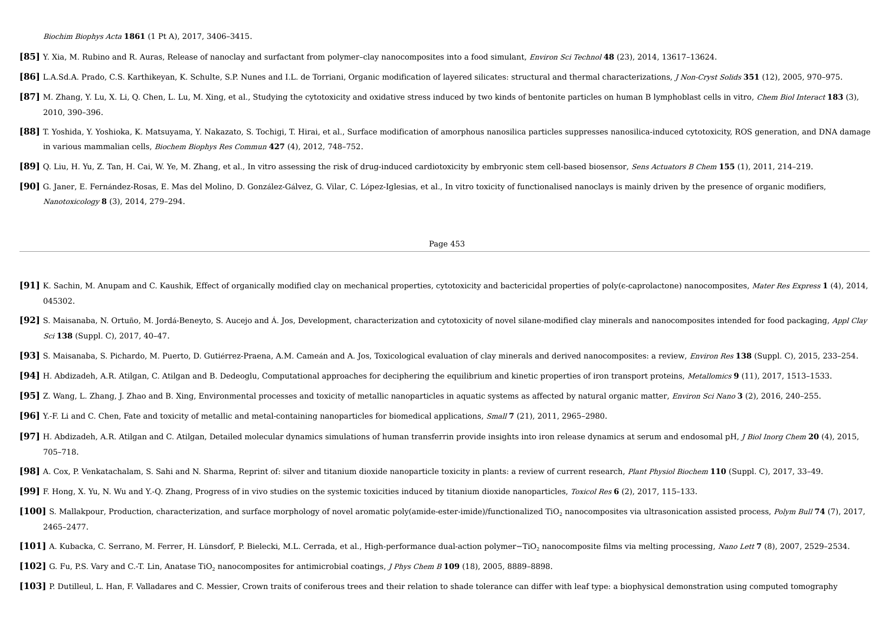*Biochim Biophys Acta* **1861** (1 Pt A), 2017, 3406–3415.

**[85]** Y. Xia, M. Rubino and R. Auras, Release of nanoclay and surfactant from polymer–clay nanocomposites into a food simulant, *Environ Sci Technol* **48** (23), 2014, 13617–13624.

**[86]** L.A.Sd.A. Prado, C.S. Karthikeyan, K. Schulte, S.P. Nunes and I.L. de Torriani, Organic modification of layered silicates: structural and thermal characterizations, *J Non-Cryst Solids* **351** (12), 2005, 970–975.

**[87]** M. Zhang, Y. Lu, X. Li, Q. Chen, L. Lu, M. Xing, et al., Studying the cytotoxicity and oxidative stress induced by two kinds of bentonite particles on human B lymphoblast cells in vitro, *Chem Biol Interact* **183** (3), 2010, 390–396.

**[88]** T. Yoshida, Y. Yoshioka, K. Matsuyama, Y. Nakazato, S. Tochigi, T. Hirai, et al., Surface modification of amorphous nanosilica particles suppresses nanosilica-induced cytotoxicity, ROS generation, and DNA damage in various mammalian cells, *Biochem Biophys Res Commun* **427** (4), 2012, 748–752.

**[89]** Q. Liu, H. Yu, Z. Tan, H. Cai, W. Ye, M. Zhang, et al., In vitro assessing the risk of drug-induced cardiotoxicity by embryonic stem cell-based biosensor, *Sens Actuators B Chem* **155** (1), 2011, 214–219.

**[90]** G. Janer, E. Fernández-Rosas, E. Mas del Molino, D. González-Gálvez, G. Vilar, C. López-Iglesias, et al., In vitro toxicity of functionalised nanoclays is mainly driven by the presence of organic modifiers, *Nanotoxicology* **8** (3), 2014, 279–294.

**[91]** K. Sachin, M. Anupam and C. Kaushik, Effect of organically modified clay on mechanical properties, cytotoxicity and bactericidal properties of poly(ϵ-caprolactone) nanocomposites, *Mater Res Express* **1** (4), 2014, 045302.

**[92]** S. Maisanaba, N. Ortuño, M. Jordá-Beneyto, S. Aucejo and Á. Jos, Development, characterization and cytotoxicity of novel silane-modified clay minerals and nanocomposites intended for food packaging, *Appl Clay Sci* **138** (Suppl. C), 2017, 40–47.

**[93]** S. Maisanaba, S. Pichardo, M. Puerto, D. Gutiérrez-Praena, A.M. Cameán and A. Jos, Toxicological evaluation of clay minerals and derived nanocomposites: a review, *Environ Res* **138** (Suppl. C), 2015, 233–254.

**[94]** H. Abdizadeh, A.R. Atilgan, C. Atilgan and B. Dedeoglu, Computational approaches for deciphering the equilibrium and kinetic properties of iron transport proteins, *Metallomics* **9** (11), 2017, 1513–1533.

**[95]** Z. Wang, L. Zhang, J. Zhao and B. Xing, Environmental processes and toxicity of metallic nanoparticles in aquatic systems as affected by natural organic matter, *Environ Sci Nano* **3** (2), 2016, 240–255.

**[96]** Y.-F. Li and C. Chen, Fate and toxicity of metallic and metal-containing nanoparticles for biomedical applications, *Small* **7** (21), 2011, 2965–2980.

**[97]** H. Abdizadeh, A.R. Atilgan and C. Atilgan, Detailed molecular dynamics simulations of human transferrin provide insights into iron release dynamics at serum and endosomal pH, *J Biol Inorg Chem* **20** (4), 2015, 705–718.

**[98]** A. Cox, P. Venkatachalam, S. Sahi and N. Sharma, Reprint of: silver and titanium dioxide nanoparticle toxicity in plants: a review of current research, *Plant Physiol Biochem* **110** (Suppl. C), 2017, 33–49.

**[99]** F. Hong, X. Yu, N. Wu and Y.-Q. Zhang, Progress of in vivo studies on the systemic toxicities induced by titanium dioxide nanoparticles, *Toxicol Res* **6** (2), 2017, 115–133.

**[100]** S. Mallakpour, Production, characterization, and surface morphology of novel aromatic poly(amide-ester-imide)/functionalized $TiO_2$ nanocomposites via ultrasonication assisted process, *Polym Bull* **74** (7), 2017, 2465–2477.

**[101]** A. Kubacka, C. Serrano, M. Ferrer, H. Lünsdorf, P. Bielecki, M.L. Cerrada, et al., High-performance dual-action polymer−$TiO_2$ nanocomposite films via melting processing, *Nano Lett* **7** (8), 2007, 2529–2534.

**[102]** G. Fu, P.S. Vary and C.-T. Lin, Anatase $TiO_2$ nanocomposites for antimicrobial coatings, *J Phys Chem B* **109** (18), 2005, 8889–8898.

**[103]** P. Dutilleul, L. Han, F. Valladares and C. Messier, Crown traits of coniferous trees and their relation to shade tolerance can differ with leaf type: a biophysical demonstration using computed tomography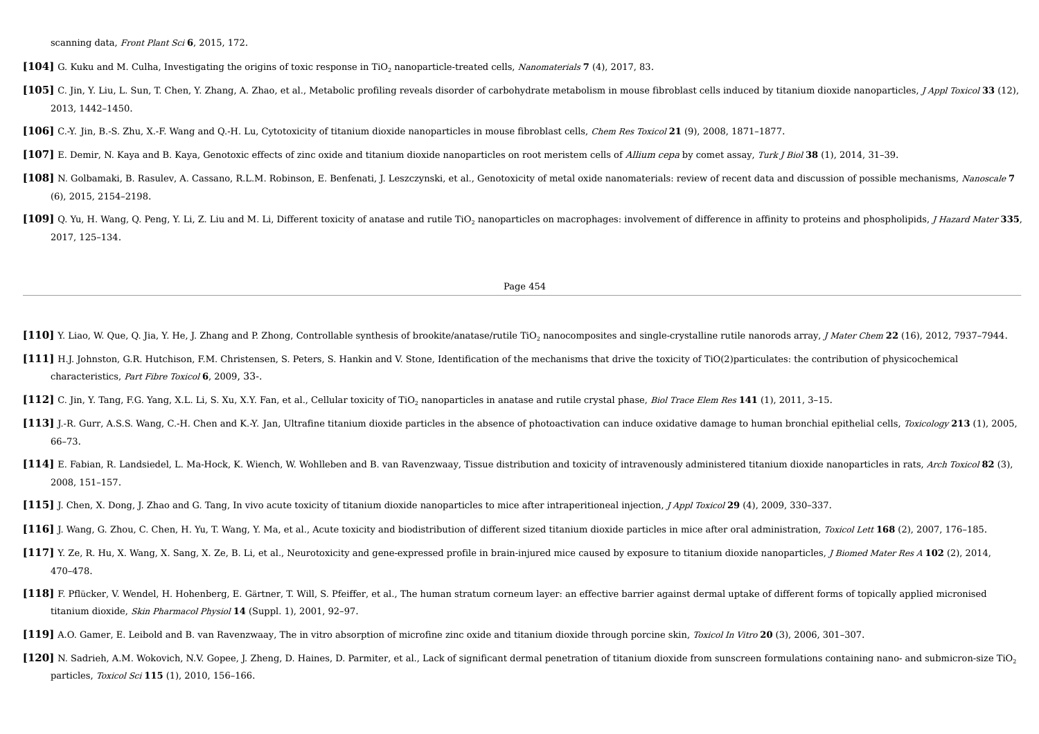scanning data, *Front Plant Sci* **6**, 2015, 172.

**[104]** G. Kuku and M. Culha, Investigating the origins of toxic response in $TiO_2$ nanoparticle-treated cells, *Nanomaterials* **7** (4), 2017, 83.

**[105]** C. Jin, Y. Liu, L. Sun, T. Chen, Y. Zhang, A. Zhao, et al., Metabolic profiling reveals disorder of carbohydrate metabolism in mouse fibroblast cells induced by titanium dioxide nanoparticles, *J Appl Toxicol* **33** (12), 2013, 1442–1450.

**[106]** C.-Y. Jin, B.-S. Zhu, X.-F. Wang and Q.-H. Lu, Cytotoxicity of titanium dioxide nanoparticles in mouse fibroblast cells, *Chem Res Toxicol* **21** (9), 2008, 1871–1877.

**[107]** E. Demir, N. Kaya and B. Kaya, Genotoxic effects of zinc oxide and titanium dioxide nanoparticles on root meristem cells of *Allium cepa* by comet assay, *Turk J Biol* **38** (1), 2014, 31–39.

**[108]** N. Golbamaki, B. Rasulev, A. Cassano, R.L.M. Robinson, E. Benfenati, J. Leszczynski, et al., Genotoxicity of metal oxide nanomaterials: review of recent data and discussion of possible mechanisms, *Nanoscale* **7** (6), 2015, 2154–2198.

**[109]** Q. Yu, H. Wang, Q. Peng, Y. Li, Z. Liu and M. Li, Different toxicity of anatase and rutile $TiO_2$ nanoparticles on macrophages: involvement of difference in affinity to proteins and phospholipids, *J Hazard Mater* **335**, 2017, 125–134.

**[110]** Y. Liao, W. Que, Q. Jia, Y. He, J. Zhang and P. Zhong, Controllable synthesis of brookite/anatase/rutile $TiO_2$ nanocomposites and single-crystalline rutile nanorods array, *J Mater Chem* **22** (16), 2012, 7937–7944.

**[111]** H.J. Johnston, G.R. Hutchison, F.M. Christensen, S. Peters, S. Hankin and V. Stone, Identification of the mechanisms that drive the toxicity of TiO(2)particulates: the contribution of physicochemical characteristics, *Part Fibre Toxicol* **6**, 2009, 33-.

**[112]** C. Jin, Y. Tang, F.G. Yang, X.L. Li, S. Xu, X.Y. Fan, et al., Cellular toxicity of $TiO_2$ nanoparticles in anatase and rutile crystal phase, *Biol Trace Elem Res* **141** (1), 2011, 3–15.

**[113]** J.-R. Gurr, A.S.S. Wang, C.-H. Chen and K.-Y. Jan, Ultrafine titanium dioxide particles in the absence of photoactivation can induce oxidative damage to human bronchial epithelial cells, *Toxicology* **213** (1), 2005, 66–73.

**[114]** E. Fabian, R. Landsiedel, L. Ma-Hock, K. Wiench, W. Wohlleben and B. van Ravenzwaay, Tissue distribution and toxicity of intravenously administered titanium dioxide nanoparticles in rats, *Arch Toxicol* **82** (3), 2008, 151–157.

**[115]** J. Chen, X. Dong, J. Zhao and G. Tang, In vivo acute toxicity of titanium dioxide nanoparticles to mice after intraperitioneal injection, *J Appl Toxicol* **29** (4), 2009, 330–337.

**[116]** J. Wang, G. Zhou, C. Chen, H. Yu, T. Wang, Y. Ma, et al., Acute toxicity and biodistribution of different sized titanium dioxide particles in mice after oral administration, *Toxicol Lett* **168** (2), 2007, 176–185.

**[117]** Y. Ze, R. Hu, X. Wang, X. Sang, X. Ze, B. Li, et al., Neurotoxicity and gene-expressed profile in brain-injured mice caused by exposure to titanium dioxide nanoparticles, *J Biomed Mater Res A* **102** (2), 2014, 470–478.

**[118]** F. Pflücker, V. Wendel, H. Hohenberg, E. Gärtner, T. Will, S. Pfeiffer, et al., The human stratum corneum layer: an effective barrier against dermal uptake of different forms of topically applied micronised titanium dioxide, *Skin Pharmacol Physiol* **14** (Suppl. 1), 2001, 92–97.

**[119]** A.O. Gamer, E. Leibold and B. van Ravenzwaay, The in vitro absorption of microfine zinc oxide and titanium dioxide through porcine skin, *Toxicol In Vitro* **20** (3), 2006, 301–307.

**[120]** N. Sadrieh, A.M. Wokovich, N.V. Gopee, J. Zheng, D. Haines, D. Parmiter, et al., Lack of significant dermal penetration of titanium dioxide from sunscreen formulations containing nano- and submicron-size $TiO_2$ particles, *Toxicol Sci* **115** (1), 2010, 156–166.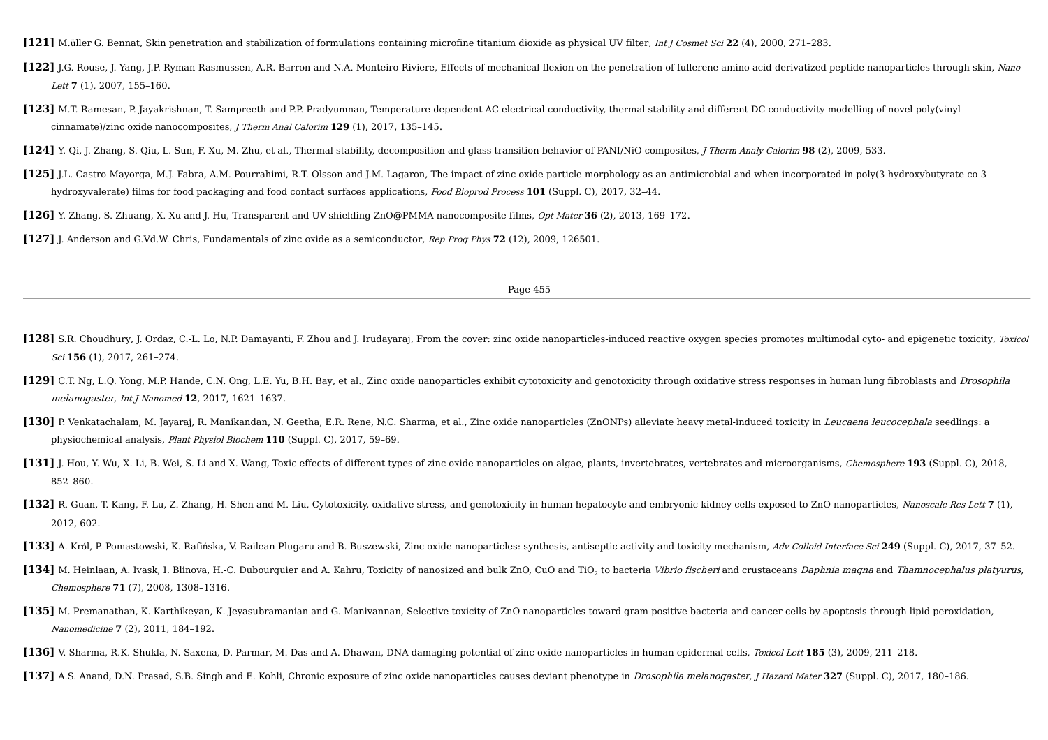[121] M.üller G. Bennat, Skin penetration and stabilization of formulations containing microfine titanium dioxide as physical UV filter, *Int J Cosmet Sci* **22** (4), 2000, 271–283.

[122] J.G. Rouse, J. Yang, J.P. Ryman-Rasmussen, A.R. Barron and N.A. Monteiro-Riviere, Effects of mechanical flexion on the penetration of fullerene amino acid-derivatized peptide nanoparticles through skin, *Nano Lett* **7** (1), 2007, 155–160.

[123] M.T. Ramesan, P. Jayakrishnan, T. Sampreeth and P.P. Pradyumnan, Temperature-dependent AC electrical conductivity, thermal stability and different DC conductivity modelling of novel poly(vinyl cinnamate)/zinc oxide nanocomposites, *J Therm Anal Calorim* **129** (1), 2017, 135–145.

[124] Y. Qi, J. Zhang, S. Qiu, L. Sun, F. Xu, M. Zhu, et al., Thermal stability, decomposition and glass transition behavior of PANI/NiO composites, *J Therm Analy Calorim* **98** (2), 2009, 533.

[125] J.L. Castro-Mayorga, M.J. Fabra, A.M. Pourrahimi, R.T. Olsson and J.M. Lagaron, The impact of zinc oxide particle morphology as an antimicrobial and when incorporated in poly(3-hydroxybutyrate-co-3-hydroxyvalerate) films for food packaging and food contact surfaces applications, *Food Bioprod Process* **101** (Suppl. C), 2017, 32–44.

[126] Y. Zhang, S. Zhuang, X. Xu and J. Hu, Transparent and UV-shielding ZnO@PMMA nanocomposite films, *Opt Mater* **36** (2), 2013, 169–172.

[127] J. Anderson and G.Vd.W. Chris, Fundamentals of zinc oxide as a semiconductor, *Rep Prog Phys* **72** (12), 2009, 126501.

[128] S.R. Choudhury, J. Ordaz, C.-L. Lo, N.P. Damayanti, F. Zhou and J. Irudayaraj, From the cover: zinc oxide nanoparticles-induced reactive oxygen species promotes multimodal cyto- and epigenetic toxicity, *Toxicol Sci* **156** (1), 2017, 261–274.

[129] C.T. Ng, L.Q. Yong, M.P. Hande, C.N. Ong, L.E. Yu, B.H. Bay, et al., Zinc oxide nanoparticles exhibit cytotoxicity and genotoxicity through oxidative stress responses in human lung fibroblasts and *Drosophila melanogaster*, *Int J Nanomed* **12**, 2017, 1621–1637.

[130] P. Venkatachalam, M. Jayaraj, R. Manikandan, N. Geetha, E.R. Rene, N.C. Sharma, et al., Zinc oxide nanoparticles (ZnONPs) alleviate heavy metal-induced toxicity in *Leucaena leucocephala* seedlings: a physiochemical analysis, *Plant Physiol Biochem* **110** (Suppl. C), 2017, 59–69.

[131] J. Hou, Y. Wu, X. Li, B. Wei, S. Li and X. Wang, Toxic effects of different types of zinc oxide nanoparticles on algae, plants, invertebrates, vertebrates and microorganisms, *Chemosphere* **193** (Suppl. C), 2018, 852–860.

[132] R. Guan, T. Kang, F. Lu, Z. Zhang, H. Shen and M. Liu, Cytotoxicity, oxidative stress, and genotoxicity in human hepatocyte and embryonic kidney cells exposed to ZnO nanoparticles, *Nanoscale Res Lett* **7** (1), 2012, 602.

[133] A. Król, P. Pomastowski, K. Rafińska, V. Railean-Plugaru and B. Buszewski, Zinc oxide nanoparticles: synthesis, antiseptic activity and toxicity mechanism, *Adv Colloid Interface Sci* **249** (Suppl. C), 2017, 37–52.

[134] M. Heinlaan, A. Ivask, I. Blinova, H.-C. Dubourguier and A. Kahru, Toxicity of nanosized and bulk ZnO, CuO and $TiO_2$ to bacteria *Vibrio fischeri* and crustaceans *Daphnia magna* and *Thamnocephalus platyurus*, *Chemosphere* **71** (7), 2008, 1308–1316.

[135] M. Premanathan, K. Karthikeyan, K. Jeyasubramanian and G. Manivannan, Selective toxicity of ZnO nanoparticles toward gram-positive bacteria and cancer cells by apoptosis through lipid peroxidation, *Nanomedicine* **7** (2), 2011, 184–192.

[136] V. Sharma, R.K. Shukla, N. Saxena, D. Parmar, M. Das and A. Dhawan, DNA damaging potential of zinc oxide nanoparticles in human epidermal cells, *Toxicol Lett* **185** (3), 2009, 211–218.

[137] A.S. Anand, D.N. Prasad, S.B. Singh and E. Kohli, Chronic exposure of zinc oxide nanoparticles causes deviant phenotype in *Drosophila melanogaster*, *J Hazard Mater* **327** (Suppl. C), 2017, 180–186.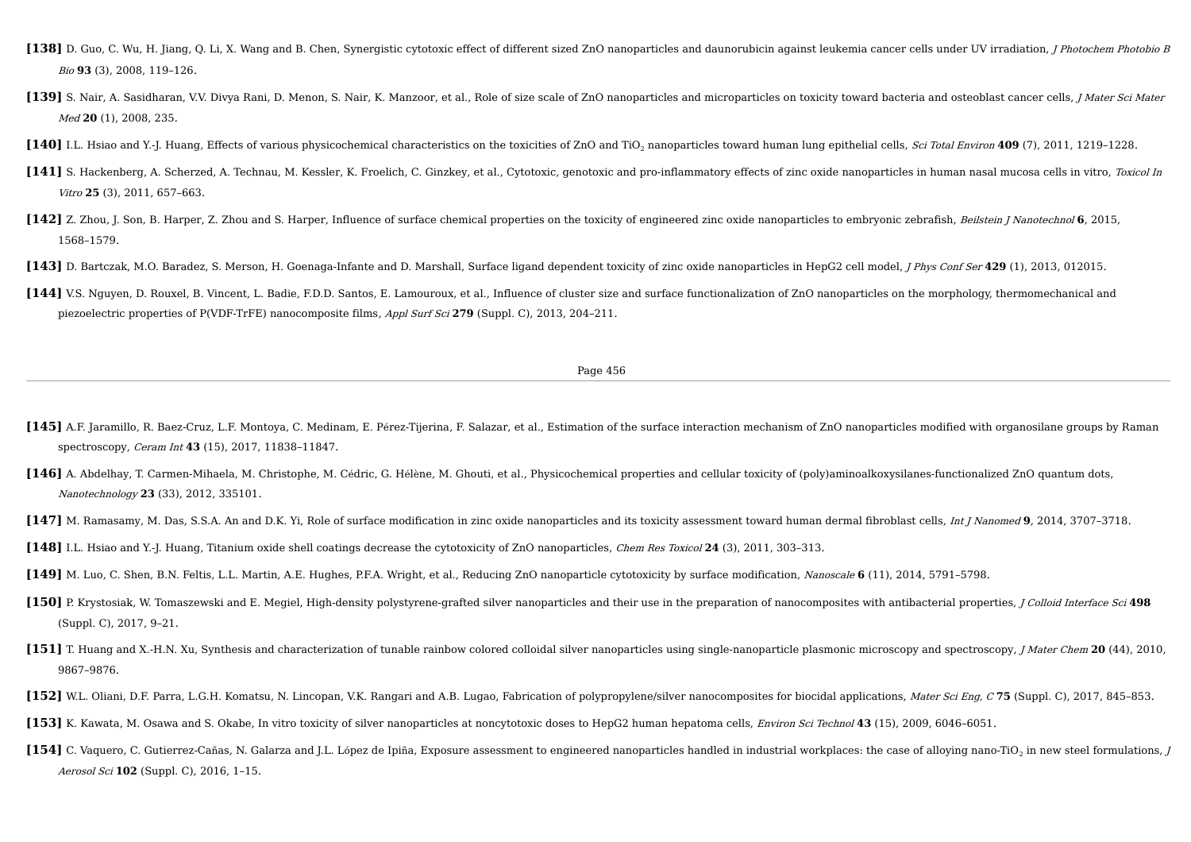**[138]** D. Guo, C. Wu, H. Jiang, Q. Li, X. Wang and B. Chen, Synergistic cytotoxic effect of different sized ZnO nanoparticles and daunorubicin against leukemia cancer cells under UV irradiation, *J Photochem Photobio B Bio* **93** (3), 2008, 119–126.

**[139]** S. Nair, A. Sasidharan, V.V. Divya Rani, D. Menon, S. Nair, K. Manzoor, et al., Role of size scale of ZnO nanoparticles and microparticles on toxicity toward bacteria and osteoblast cancer cells, *J Mater Sci Mater Med* **20** (1), 2008, 235.

**[140]** I.L. Hsiao and Y.-J. Huang, Effects of various physicochemical characteristics on the toxicities of ZnO and $TiO_2$ nanoparticles toward human lung epithelial cells, *Sci Total Environ* **409** (7), 2011, 1219–1228.

**[141]** S. Hackenberg, A. Scherzed, A. Technau, M. Kessler, K. Froelich, C. Ginzkey, et al., Cytotoxic, genotoxic and pro-inflammatory effects of zinc oxide nanoparticles in human nasal mucosa cells in vitro, *Toxicol In Vitro* **25** (3), 2011, 657–663.

**[142]** Z. Zhou, J. Son, B. Harper, Z. Zhou and S. Harper, Influence of surface chemical properties on the toxicity of engineered zinc oxide nanoparticles to embryonic zebrafish, *Beilstein J Nanotechnol* **6**, 2015, 1568–1579.

**[143]** D. Bartczak, M.O. Baradez, S. Merson, H. Goenaga-Infante and D. Marshall, Surface ligand dependent toxicity of zinc oxide nanoparticles in HepG2 cell model, *J Phys Conf Ser* **429** (1), 2013, 012015.

**[144]** V.S. Nguyen, D. Rouxel, B. Vincent, L. Badie, F.D.D. Santos, E. Lamouroux, et al., Influence of cluster size and surface functionalization of ZnO nanoparticles on the morphology, thermomechanical and piezoelectric properties of P(VDF-TrFE) nanocomposite films, *Appl Surf Sci* **279** (Suppl. C), 2013, 204–211.

**[145]** A.F. Jaramillo, R. Baez-Cruz, L.F. Montoya, C. Medinam, E. Pérez-Tijerina, F. Salazar, et al., Estimation of the surface interaction mechanism of ZnO nanoparticles modified with organosilane groups by Raman spectroscopy, *Ceram Int* **43** (15), 2017, 11838–11847.

**[146]** A. Abdelhay, T. Carmen-Mihaela, M. Christophe, M. Cédric, G. Hélène, M. Ghouti, et al., Physicochemical properties and cellular toxicity of (poly)aminoalkoxysilanes-functionalized ZnO quantum dots, *Nanotechnology* **23** (33), 2012, 335101.

**[147]** M. Ramasamy, M. Das, S.S.A. An and D.K. Yi, Role of surface modification in zinc oxide nanoparticles and its toxicity assessment toward human dermal fibroblast cells, *Int J Nanomed* **9**, 2014, 3707–3718.

**[148]** I.L. Hsiao and Y.-J. Huang, Titanium oxide shell coatings decrease the cytotoxicity of ZnO nanoparticles, *Chem Res Toxicol* **24** (3), 2011, 303–313.

**[149]** M. Luo, C. Shen, B.N. Feltis, L.L. Martin, A.E. Hughes, P.F.A. Wright, et al., Reducing ZnO nanoparticle cytotoxicity by surface modification, *Nanoscale* **6** (11), 2014, 5791–5798.

**[150]** P. Krystosiak, W. Tomaszewski and E. Megiel, High-density polystyrene-grafted silver nanoparticles and their use in the preparation of nanocomposites with antibacterial properties, *J Colloid Interface Sci* **498** (Suppl. C), 2017, 9–21.

**[151]** T. Huang and X.-H.N. Xu, Synthesis and characterization of tunable rainbow colored colloidal silver nanoparticles using single-nanoparticle plasmonic microscopy and spectroscopy, *J Mater Chem* **20** (44), 2010, 9867–9876.

**[152]** W.L. Oliani, D.F. Parra, L.G.H. Komatsu, N. Lincopan, V.K. Rangari and A.B. Lugao, Fabrication of polypropylene/silver nanocomposites for biocidal applications, *Mater Sci Eng, C* **75** (Suppl. C), 2017, 845–853.

**[153]** K. Kawata, M. Osawa and S. Okabe, In vitro toxicity of silver nanoparticles at noncytotoxic doses to HepG2 human hepatoma cells, *Environ Sci Technol* **43** (15), 2009, 6046–6051.

**[154]** C. Vaquero, C. Gutierrez-Cañas, N. Galarza and J.L. López de Ipiña, Exposure assessment to engineered nanoparticles handled in industrial workplaces: the case of alloying nano-$TiO_2$ in new steel formulations, *J Aerosol Sci* **102** (Suppl. C), 2016, 1–15.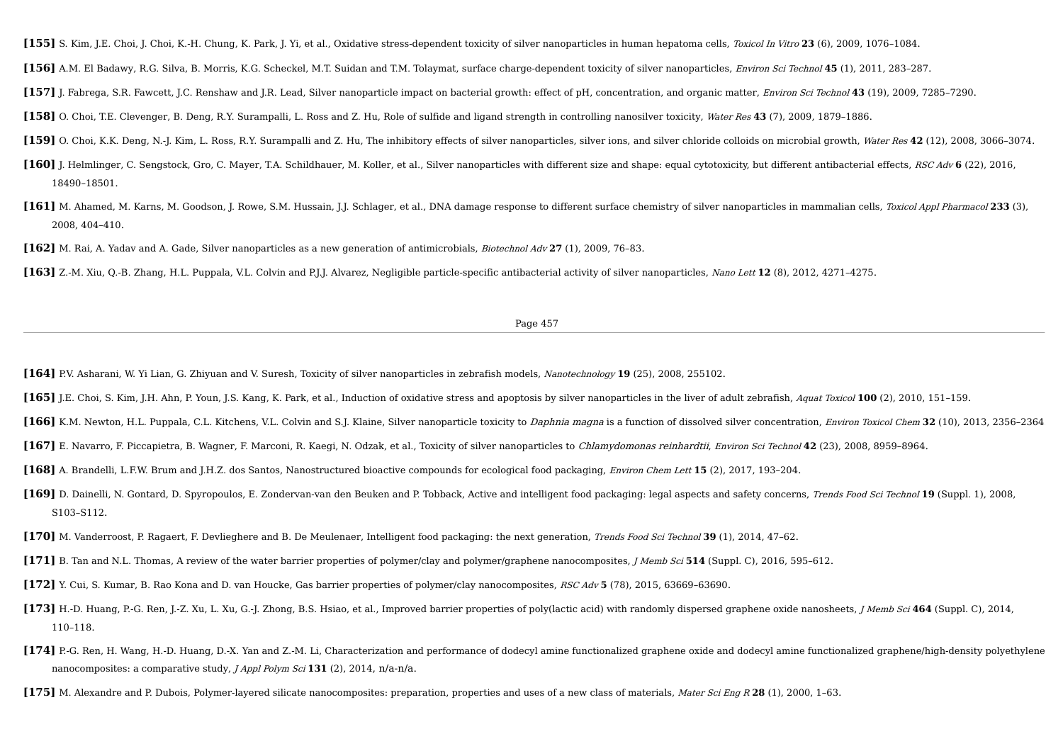**[155]** S. Kim, J.E. Choi, J. Choi, K.-H. Chung, K. Park, J. Yi, et al., Oxidative stress-dependent toxicity of silver nanoparticles in human hepatoma cells, *Toxicol In Vitro* **23** (6), 2009, 1076–1084.

**[156]** A.M. El Badawy, R.G. Silva, B. Morris, K.G. Scheckel, M.T. Suidan and T.M. Tolaymat, surface charge-dependent toxicity of silver nanoparticles, *Environ Sci Technol* **45** (1), 2011, 283–287.

**[157]** J. Fabrega, S.R. Fawcett, J.C. Renshaw and J.R. Lead, Silver nanoparticle impact on bacterial growth: effect of pH, concentration, and organic matter, *Environ Sci Technol* **43** (19), 2009, 7285–7290.

**[158]** O. Choi, T.E. Clevenger, B. Deng, R.Y. Surampalli, L. Ross and Z. Hu, Role of sulfide and ligand strength in controlling nanosilver toxicity, *Water Res* **43** (7), 2009, 1879–1886.

**[159]** O. Choi, K.K. Deng, N.-J. Kim, L. Ross, R.Y. Surampalli and Z. Hu, The inhibitory effects of silver nanoparticles, silver ions, and silver chloride colloids on microbial growth, *Water Res* **42** (12), 2008, 3066–3074.

**[160]** J. Helmlinger, C. Sengstock, Gro, C. Mayer, T.A. Schildhauer, M. Koller, et al., Silver nanoparticles with different size and shape: equal cytotoxicity, but different antibacterial effects, *RSC Adv* **6** (22), 2016, 18490–18501.

**[161]** M. Ahamed, M. Karns, M. Goodson, J. Rowe, S.M. Hussain, J.J. Schlager, et al., DNA damage response to different surface chemistry of silver nanoparticles in mammalian cells, *Toxicol Appl Pharmacol* **233** (3), 2008, 404–410.

**[162]** M. Rai, A. Yadav and A. Gade, Silver nanoparticles as a new generation of antimicrobials, *Biotechnol Adv* **27** (1), 2009, 76–83.

**[163]** Z.-M. Xiu, Q.-B. Zhang, H.L. Puppala, V.L. Colvin and P.J.J. Alvarez, Negligible particle-specific antibacterial activity of silver nanoparticles, *Nano Lett* **12** (8), 2012, 4271–4275.

**[164]** P.V. Asharani, W. Yi Lian, G. Zhiyuan and V. Suresh, Toxicity of silver nanoparticles in zebrafish models, *Nanotechnology* **19** (25), 2008, 255102.

**[165]** J.E. Choi, S. Kim, J.H. Ahn, P. Youn, J.S. Kang, K. Park, et al., Induction of oxidative stress and apoptosis by silver nanoparticles in the liver of adult zebrafish, *Aquat Toxicol* **100** (2), 2010, 151–159.

**[166]** K.M. Newton, H.L. Puppala, C.L. Kitchens, V.L. Colvin and S.J. Klaine, Silver nanoparticle toxicity to *Daphnia magna* is a function of dissolved silver concentration, *Environ Toxicol Chem* **32** (10), 2013, 2356–2364

**[167]** E. Navarro, F. Piccapietra, B. Wagner, F. Marconi, R. Kaegi, N. Odzak, et al., Toxicity of silver nanoparticles to *Chlamydomonas reinhardtii*, *Environ Sci Technol* **42** (23), 2008, 8959–8964.

**[168]** A. Brandelli, L.F.W. Brum and J.H.Z. dos Santos, Nanostructured bioactive compounds for ecological food packaging, *Environ Chem Lett* **15** (2), 2017, 193–204.

**[169]** D. Dainelli, N. Gontard, D. Spyropoulos, E. Zondervan-van den Beuken and P. Tobback, Active and intelligent food packaging: legal aspects and safety concerns, *Trends Food Sci Technol* **19** (Suppl. 1), 2008, S103–S112.

**[170]** M. Vanderroost, P. Ragaert, F. Devlieghere and B. De Meulenaer, Intelligent food packaging: the next generation, *Trends Food Sci Technol* **39** (1), 2014, 47–62.

**[171]** B. Tan and N.L. Thomas, A review of the water barrier properties of polymer/clay and polymer/graphene nanocomposites, *J Memb Sci* **514** (Suppl. C), 2016, 595–612.

**[172]** Y. Cui, S. Kumar, B. Rao Kona and D. van Houcke, Gas barrier properties of polymer/clay nanocomposites, *RSC Adv* **5** (78), 2015, 63669–63690.

**[173]** H.-D. Huang, P.-G. Ren, J.-Z. Xu, L. Xu, G.-J. Zhong, B.S. Hsiao, et al., Improved barrier properties of poly(lactic acid) with randomly dispersed graphene oxide nanosheets, *J Memb Sci* **464** (Suppl. C), 2014, 110–118.

**[174]** P.-G. Ren, H. Wang, H.-D. Huang, D.-X. Yan and Z.-M. Li, Characterization and performance of dodecyl amine functionalized graphene oxide and dodecyl amine functionalized graphene/high-density polyethylene nanocomposites: a comparative study, *J Appl Polym Sci* **131** (2), 2014, n/a-n/a.

**[175]** M. Alexandre and P. Dubois, Polymer-layered silicate nanocomposites: preparation, properties and uses of a new class of materials, *Mater Sci Eng R* **28** (1), 2000, 1–63.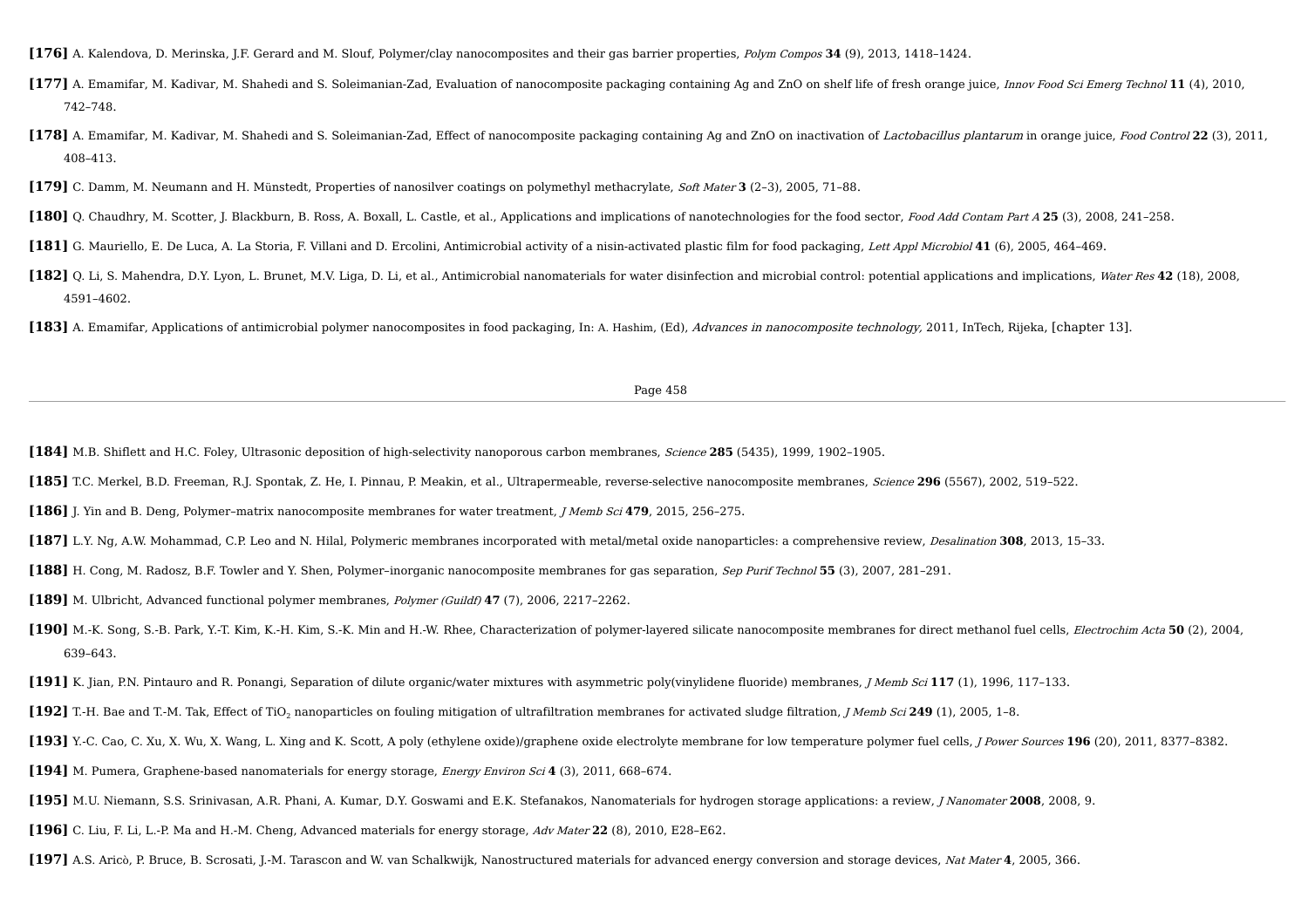**[176]** A. Kalendova, D. Merinska, J.F. Gerard and M. Slouf, Polymer/clay nanocomposites and their gas barrier properties, *Polym Compos* **34** (9), 2013, 1418–1424.

**[177]** A. Emamifar, M. Kadivar, M. Shahedi and S. Soleimanian-Zad, Evaluation of nanocomposite packaging containing Ag and ZnO on shelf life of fresh orange juice, *Innov Food Sci Emerg Technol* **11** (4), 2010, 742–748.

**[178]** A. Emamifar, M. Kadivar, M. Shahedi and S. Soleimanian-Zad, Effect of nanocomposite packaging containing Ag and ZnO on inactivation of *Lactobacillus plantarum* in orange juice, *Food Control* **22** (3), 2011, 408–413.

**[179]** C. Damm, M. Neumann and H. Münstedt, Properties of nanosilver coatings on polymethyl methacrylate, *Soft Mater* **3** (2–3), 2005, 71–88.

**[180]** Q. Chaudhry, M. Scotter, J. Blackburn, B. Ross, A. Boxall, L. Castle, et al., Applications and implications of nanotechnologies for the food sector, *Food Add Contam Part A* **25** (3), 2008, 241–258.

**[181]** G. Mauriello, E. De Luca, A. La Storia, F. Villani and D. Ercolini, Antimicrobial activity of a nisin-activated plastic film for food packaging, *Lett Appl Microbiol* **41** (6), 2005, 464–469.

**[182]** Q. Li, S. Mahendra, D.Y. Lyon, L. Brunet, M.V. Liga, D. Li, et al., Antimicrobial nanomaterials for water disinfection and microbial control: potential applications and implications, *Water Res* **42** (18), 2008, 4591–4602.

**[183]** A. Emamifar, Applications of antimicrobial polymer nanocomposites in food packaging, In: A. Hashim, (Ed), *Advances in nanocomposite technology,* 2011, InTech, Rijeka, [chapter 13].

**[184]** M.B. Shiflett and H.C. Foley, Ultrasonic deposition of high-selectivity nanoporous carbon membranes, *Science* **285** (5435), 1999, 1902–1905.

**[185]** T.C. Merkel, B.D. Freeman, R.J. Spontak, Z. He, I. Pinnau, P. Meakin, et al., Ultrapermeable, reverse-selective nanocomposite membranes, *Science* **296** (5567), 2002, 519–522.

**[186]** J. Yin and B. Deng, Polymer–matrix nanocomposite membranes for water treatment, *J Memb Sci* **479**, 2015, 256–275.

**[187]** L.Y. Ng, A.W. Mohammad, C.P. Leo and N. Hilal, Polymeric membranes incorporated with metal/metal oxide nanoparticles: a comprehensive review, *Desalination* **308**, 2013, 15–33.

**[188]** H. Cong, M. Radosz, B.F. Towler and Y. Shen, Polymer–inorganic nanocomposite membranes for gas separation, *Sep Purif Technol* **55** (3), 2007, 281–291.

**[189]** M. Ulbricht, Advanced functional polymer membranes, *Polymer (Guildf)* **47** (7), 2006, 2217–2262.

**[190]** M.-K. Song, S.-B. Park, Y.-T. Kim, K.-H. Kim, S.-K. Min and H.-W. Rhee, Characterization of polymer-layered silicate nanocomposite membranes for direct methanol fuel cells, *Electrochim Acta* **50** (2), 2004, 639–643.

**[191]** K. Jian, P.N. Pintauro and R. Ponangi, Separation of dilute organic/water mixtures with asymmetric poly(vinylidene fluoride) membranes, *J Memb Sci* **117** (1), 1996, 117–133.

**[192]** T.-H. Bae and T.-M. Tak, Effect of $TiO_2$ nanoparticles on fouling mitigation of ultrafiltration membranes for activated sludge filtration, *J Memb Sci* **249** (1), 2005, 1–8.

**[193]** Y.-C. Cao, C. Xu, X. Wu, X. Wang, L. Xing and K. Scott, A poly (ethylene oxide)/graphene oxide electrolyte membrane for low temperature polymer fuel cells, *J Power Sources* **196** (20), 2011, 8377–8382.

**[194]** M. Pumera, Graphene-based nanomaterials for energy storage, *Energy Environ Sci* **4** (3), 2011, 668–674.

**[195]** M.U. Niemann, S.S. Srinivasan, A.R. Phani, A. Kumar, D.Y. Goswami and E.K. Stefanakos, Nanomaterials for hydrogen storage applications: a review, *J Nanomater* **2008**, 2008, 9.

**[196]** C. Liu, F. Li, L.-P. Ma and H.-M. Cheng, Advanced materials for energy storage, *Adv Mater* **22** (8), 2010, E28–E62.

**[197]** A.S. Aricò, P. Bruce, B. Scrosati, J.-M. Tarascon and W. van Schalkwijk, Nanostructured materials for advanced energy conversion and storage devices, *Nat Mater* **4**, 2005, 366.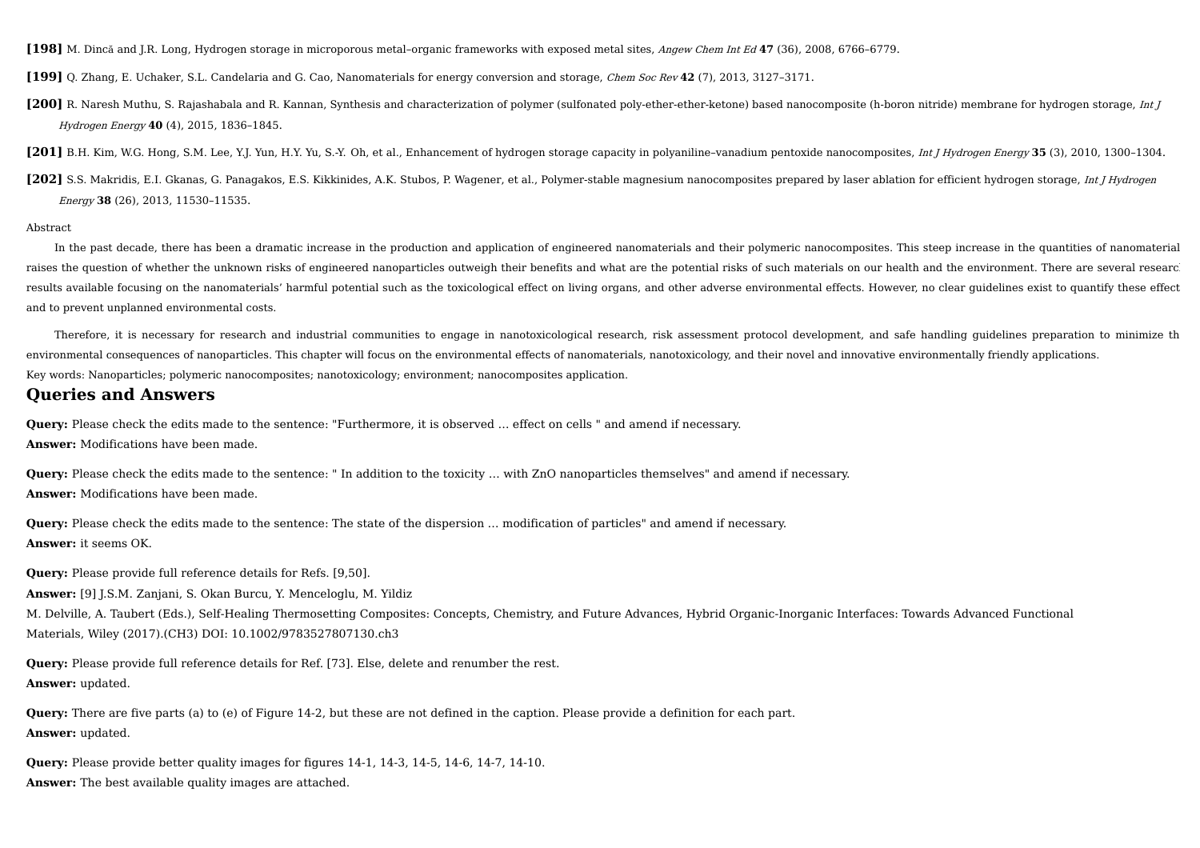**[198]** M. Dincă and J.R. Long, Hydrogen storage in microporous metal–organic frameworks with exposed metal sites, *Angew Chem Int Ed* **47** (36), 2008, 6766–6779.

**[199]** Q. Zhang, E. Uchaker, S.L. Candelaria and G. Cao, Nanomaterials for energy conversion and storage, *Chem Soc Rev* **42** (7), 2013, 3127–3171.

**[200]** R. Naresh Muthu, S. Rajashabala and R. Kannan, Synthesis and characterization of polymer (sulfonated poly-ether-ether-ketone) based nanocomposite (h-boron nitride) membrane for hydrogen storage, *Int J Hydrogen Energy* **40** (4), 2015, 1836–1845.

**[201]** B.H. Kim, W.G. Hong, S.M. Lee, Y.J. Yun, H.Y. Yu, S.-Y. Oh, et al., Enhancement of hydrogen storage capacity in polyaniline–vanadium pentoxide nanocomposites, *Int J Hydrogen Energy* **35** (3), 2010, 1300–1304.

**[202]** S.S. Makridis, E.I. Gkanas, G. Panagakos, E.S. Kikkinides, A.K. Stubos, P. Wagener, et al., Polymer-stable magnesium nanocomposites prepared by laser ablation for efficient hydrogen storage, *Int J Hydrogen Energy* **38** (26), 2013, 11530–11535.

Abstract

In the past decade, there has been a dramatic increase in the production and application of engineered nanomaterials and their polymeric nanocomposites. This steep increase in the quantities of nanomaterial raises the question of whether the unknown risks of engineered nanoparticles outweigh their benefits and what are the potential risks of such materials on our health and the environment. There are several researc results available focusing on the nanomaterials' harmful potential such as the toxicological effect on living organs, and other adverse environmental effects. However, no clear guidelines exist to quantify these effect and to prevent unplanned environmental costs.

Therefore, it is necessary for research and industrial communities to engage in nanotoxicological research, risk assessment protocol development, and safe handling guidelines preparation to minimize th environmental consequences of nanoparticles. This chapter will focus on the environmental effects of nanomaterials, nanotoxicology, and their novel and innovative environmentally friendly applications.

Key words: Nanoparticles; polymeric nanocomposites; nanotoxicology; environment; nanocomposites application.

## Queries and Answers

**Query:** Please check the edits made to the sentence: "Furthermore, it is observed ... effect on cells " and amend if necessary.
**Answer:** Modifications have been made.

**Query:** Please check the edits made to the sentence: " In addition to the toxicity ... with ZnO nanoparticles themselves" and amend if necessary.
**Answer:** Modifications have been made.

**Query:** Please check the edits made to the sentence: The state of the dispersion ... modification of particles" and amend if necessary.
**Answer:** it seems OK.

**Query:** Please provide full reference details for Refs. [9,50].
**Answer:** [9] J.S.M. Zanjani, S. Okan Burcu, Y. Menceloglu, M. Yildiz
M. Delville, A. Taubert (Eds.), Self-Healing Thermosetting Composites: Concepts, Chemistry, and Future Advances, Hybrid Organic-Inorganic Interfaces: Towards Advanced Functional Materials, Wiley (2017).(CH3) DOI: 10.1002/9783527807130.ch3

**Query:** Please provide full reference details for Ref. [73]. Else, delete and renumber the rest.
**Answer:** updated.

**Query:** There are five parts (a) to (e) of Figure 14-2, but these are not defined in the caption. Please provide a definition for each part.
**Answer:** updated.

**Query:** Please provide better quality images for figures 14-1, 14-3, 14-5, 14-6, 14-7, 14-10.
**Answer:** The best available quality images are attached.